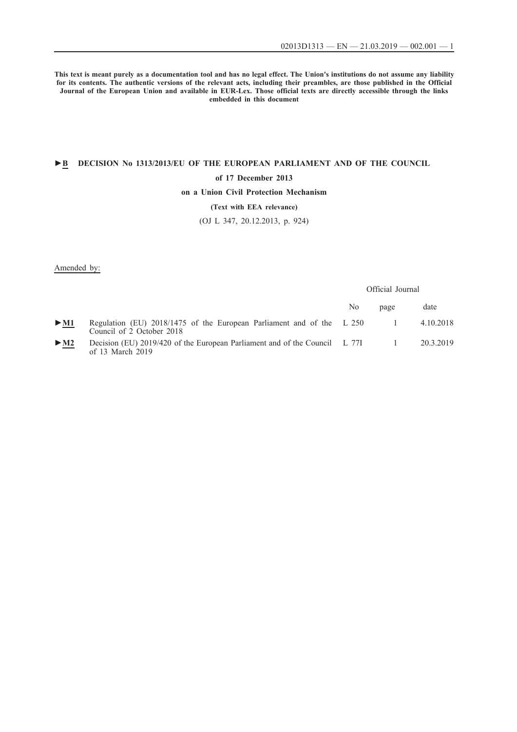**This text is meant purely as a documentation tool and has no legal effect. The Union's institutions do not assume any liability for its contents. The authentic versions of the relevant acts, including their preambles, are those published in the Official Journal of the European Union and available in EUR-Lex. Those official texts are directly accessible through the links embedded in this document**

# ►B DECISION No 1313/2013/EU OF THE EUROPEAN PARLIAMENT AND OF THE COUNCIL

**of 17 December 2013**

**on a Union Civil Protection Mechanism**

**(Text with EEA relevance)**

(OJ L 347, 20.12.2013, p. 924)

Amended by:

| | | Official Journal | | |
|---|---|---|---|---|
| | | No | page | date |
| ►M1 | Regulation (EU) 2018/1475 of the European Parliament and of the Council of 2 October 2018 | L 250 | 1 | 4.10.2018 |
| ►M2 | Decision (EU) 2019/420 of the European Parliament and of the Council of 13 March 2019 | L 77I | 1 | 20.3.2019 |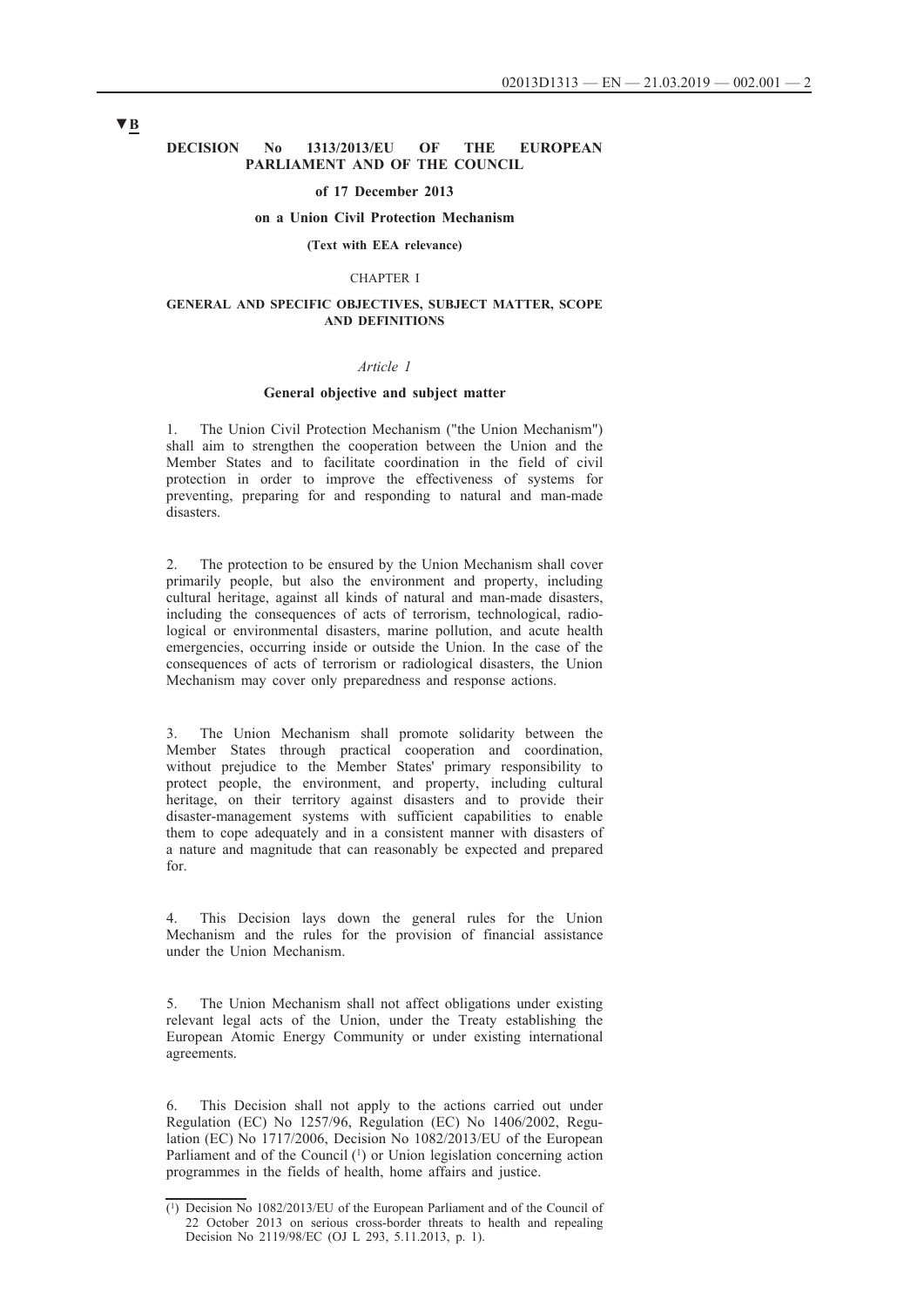▼B

**DECISION No 1313/2013/EU OF THE EUROPEAN PARLIAMENT AND OF THE COUNCIL**

**of 17 December 2013**

**on a Union Civil Protection Mechanism**

**(Text with EEA relevance)**

CHAPTER I

**GENERAL AND SPECIFIC OBJECTIVES, SUBJECT MATTER, SCOPE AND DEFINITIONS**

*Article 1*

**General objective and subject matter**

1. The Union Civil Protection Mechanism ("the Union Mechanism") shall aim to strengthen the cooperation between the Union and the Member States and to facilitate coordination in the field of civil protection in order to improve the effectiveness of systems for preventing, preparing for and responding to natural and man-made disasters.

2. The protection to be ensured by the Union Mechanism shall cover primarily people, but also the environment and property, including cultural heritage, against all kinds of natural and man-made disasters, including the consequences of acts of terrorism, technological, radiological or environmental disasters, marine pollution, and acute health emergencies, occurring inside or outside the Union. In the case of the consequences of acts of terrorism or radiological disasters, the Union Mechanism may cover only preparedness and response actions.

3. The Union Mechanism shall promote solidarity between the Member States through practical cooperation and coordination, without prejudice to the Member States' primary responsibility to protect people, the environment, and property, including cultural heritage, on their territory against disasters and to provide their disaster-management systems with sufficient capabilities to enable them to cope adequately and in a consistent manner with disasters of a nature and magnitude that can reasonably be expected and prepared for.

4. This Decision lays down the general rules for the Union Mechanism and the rules for the provision of financial assistance under the Union Mechanism.

5. The Union Mechanism shall not affect obligations under existing relevant legal acts of the Union, under the Treaty establishing the European Atomic Energy Community or under existing international agreements.

6. This Decision shall not apply to the actions carried out under Regulation (EC) No 1257/96, Regulation (EC) No 1406/2002, Regulation (EC) No 1717/2006, Decision No 1082/2013/EU of the European Parliament and of the Council [1] or Union legislation concerning action programmes in the fields of health, home affairs and justice.

---

[1] Decision No 1082/2013/EU of the European Parliament and of the Council of 22 October 2013 on serious cross-border threats to health and repealing Decision No 2119/98/EC (OJ L 293, 5.11.2013, p. 1).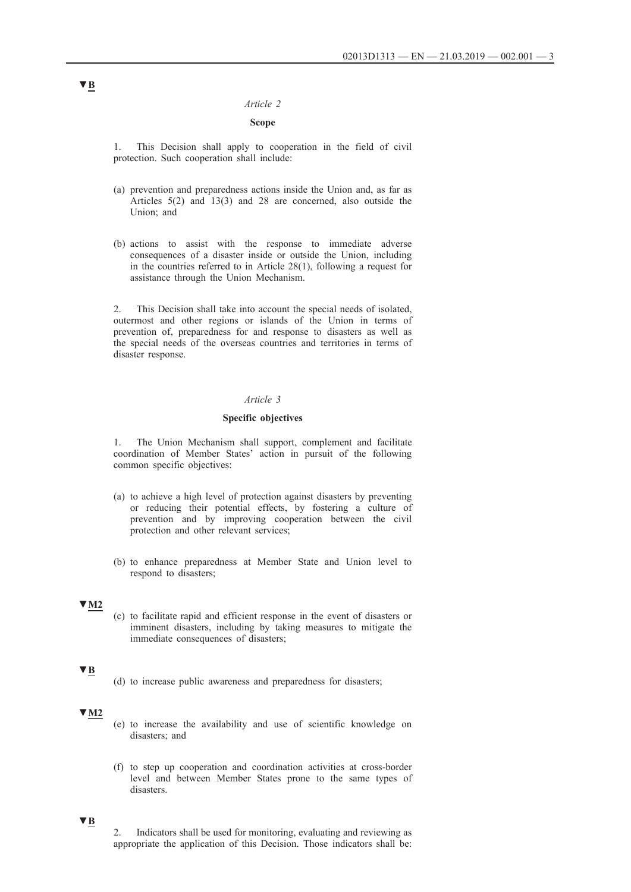▼B

*Article 2*

**Scope**

1. This Decision shall apply to cooperation in the field of civil protection. Such cooperation shall include:

(a) prevention and preparedness actions inside the Union and, as far as Articles 5(2) and 13(3) and 28 are concerned, also outside the Union; and

(b) actions to assist with the response to immediate adverse consequences of a disaster inside or outside the Union, including in the countries referred to in Article 28(1), following a request for assistance through the Union Mechanism.

2. This Decision shall take into account the special needs of isolated, outermost and other regions or islands of the Union in terms of prevention of, preparedness for and response to disasters as well as the special needs of the overseas countries and territories in terms of disaster response.

*Article 3*

**Specific objectives**

1. The Union Mechanism shall support, complement and facilitate coordination of Member States' action in pursuit of the following common specific objectives:

(a) to achieve a high level of protection against disasters by preventing or reducing their potential effects, by fostering a culture of prevention and by improving cooperation between the civil protection and other relevant services;

(b) to enhance preparedness at Member State and Union level to respond to disasters;

▼M2

(c) to facilitate rapid and efficient response in the event of disasters or imminent disasters, including by taking measures to mitigate the immediate consequences of disasters;

▼B

(d) to increase public awareness and preparedness for disasters;

▼M2

(e) to increase the availability and use of scientific knowledge on disasters; and

(f) to step up cooperation and coordination activities at cross-border level and between Member States prone to the same types of disasters.

▼B

2. Indicators shall be used for monitoring, evaluating and reviewing as appropriate the application of this Decision. Those indicators shall be: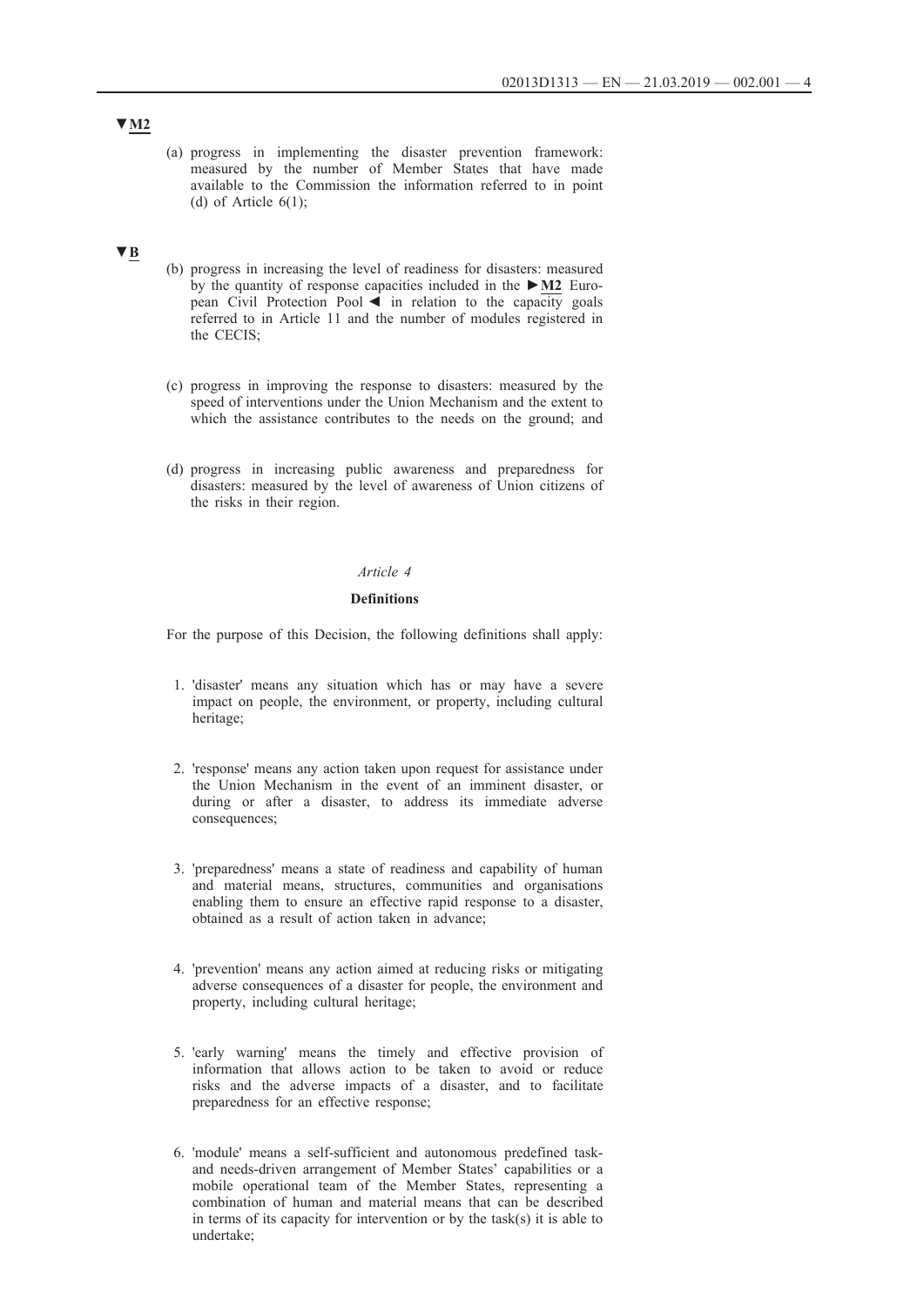▼M2

(a) progress in implementing the disaster prevention framework: measured by the number of Member States that have made available to the Commission the information referred to in point (d) of Article 6(1);

▼B

(b) progress in increasing the level of readiness for disasters: measured by the quantity of response capacities included in the ►M2 European Civil Protection Pool ◄ in relation to the capacity goals referred to in Article 11 and the number of modules registered in the CECIS;

(c) progress in improving the response to disasters: measured by the speed of interventions under the Union Mechanism and the extent to which the assistance contributes to the needs on the ground; and

(d) progress in increasing public awareness and preparedness for disasters: measured by the level of awareness of Union citizens of the risks in their region.

*Article 4*

**Definitions**

For the purpose of this Decision, the following definitions shall apply:

1. 'disaster' means any situation which has or may have a severe impact on people, the environment, or property, including cultural heritage;

2. 'response' means any action taken upon request for assistance under the Union Mechanism in the event of an imminent disaster, or during or after a disaster, to address its immediate adverse consequences;

3. 'preparedness' means a state of readiness and capability of human and material means, structures, communities and organisations enabling them to ensure an effective rapid response to a disaster, obtained as a result of action taken in advance;

4. 'prevention' means any action aimed at reducing risks or mitigating adverse consequences of a disaster for people, the environment and property, including cultural heritage;

5. 'early warning' means the timely and effective provision of information that allows action to be taken to avoid or reduce risks and the adverse impacts of a disaster, and to facilitate preparedness for an effective response;

6. 'module' means a self-sufficient and autonomous predefined task- and needs-driven arrangement of Member States' capabilities or a mobile operational team of the Member States, representing a combination of human and material means that can be described in terms of its capacity for intervention or by the task(s) it is able to undertake;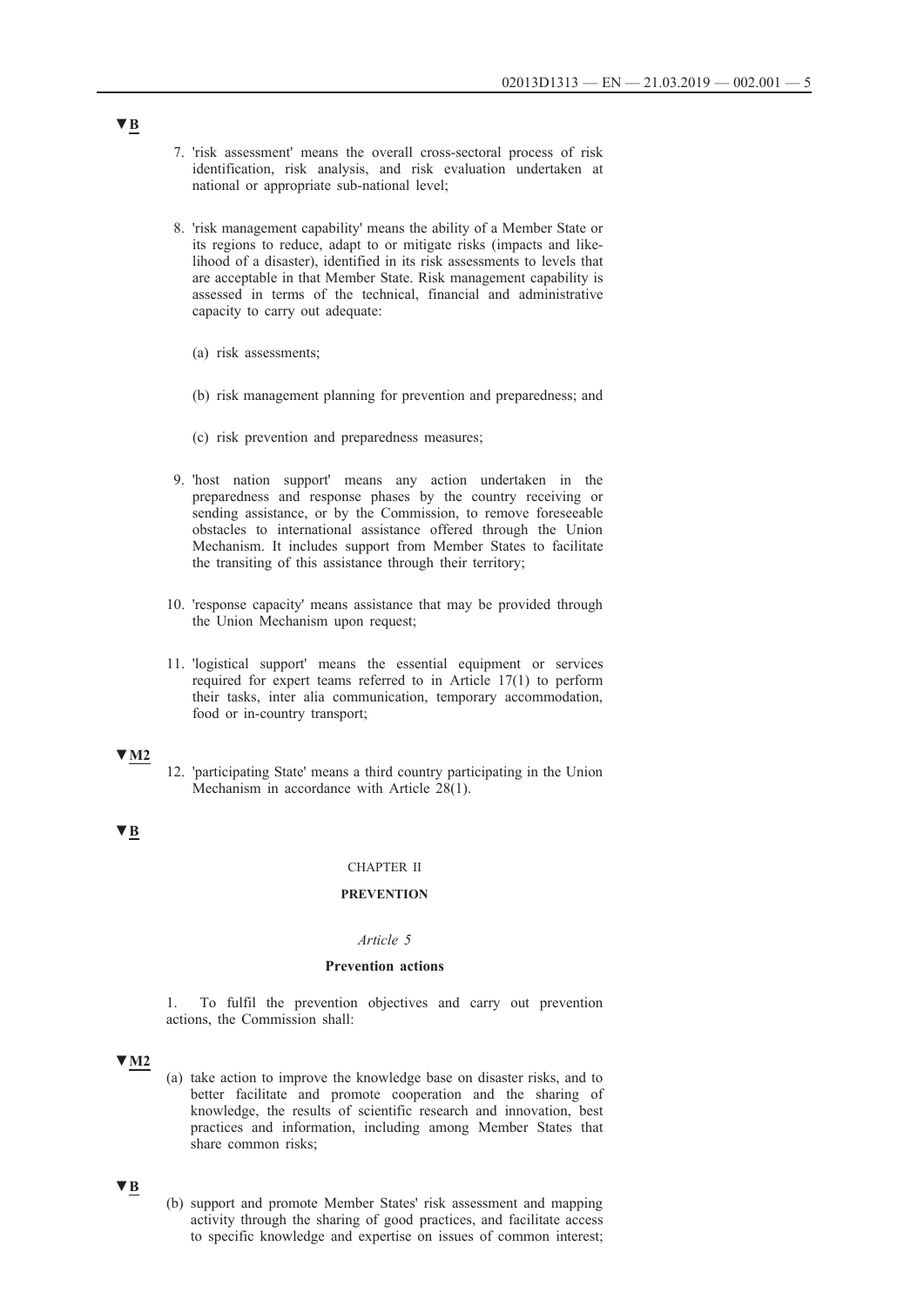▼B

7. 'risk assessment' means the overall cross-sectoral process of risk identification, risk analysis, and risk evaluation undertaken at national or appropriate sub-national level;

8. 'risk management capability' means the ability of a Member State or its regions to reduce, adapt to or mitigate risks (impacts and likelihood of a disaster), identified in its risk assessments to levels that are acceptable in that Member State. Risk management capability is assessed in terms of the technical, financial and administrative capacity to carry out adequate:

   (a) risk assessments;

   (b) risk management planning for prevention and preparedness; and

   (c) risk prevention and preparedness measures;

9. 'host nation support' means any action undertaken in the preparedness and response phases by the country receiving or sending assistance, or by the Commission, to remove foreseeable obstacles to international assistance offered through the Union Mechanism. It includes support from Member States to facilitate the transiting of this assistance through their territory;

10. 'response capacity' means assistance that may be provided through the Union Mechanism upon request;

11. 'logistical support' means the essential equipment or services required for expert teams referred to in Article 17(1) to perform their tasks, inter alia communication, temporary accommodation, food or in-country transport;

▼M2

12. 'participating State' means a third country participating in the Union Mechanism in accordance with Article 28(1).

▼B

CHAPTER II

**PREVENTION**

*Article 5*

**Prevention actions**

1. To fulfil the prevention objectives and carry out prevention actions, the Commission shall:

▼M2

(a) take action to improve the knowledge base on disaster risks, and to better facilitate and promote cooperation and the sharing of knowledge, the results of scientific research and innovation, best practices and information, including among Member States that share common risks;

▼B

(b) support and promote Member States' risk assessment and mapping activity through the sharing of good practices, and facilitate access to specific knowledge and expertise on issues of common interest;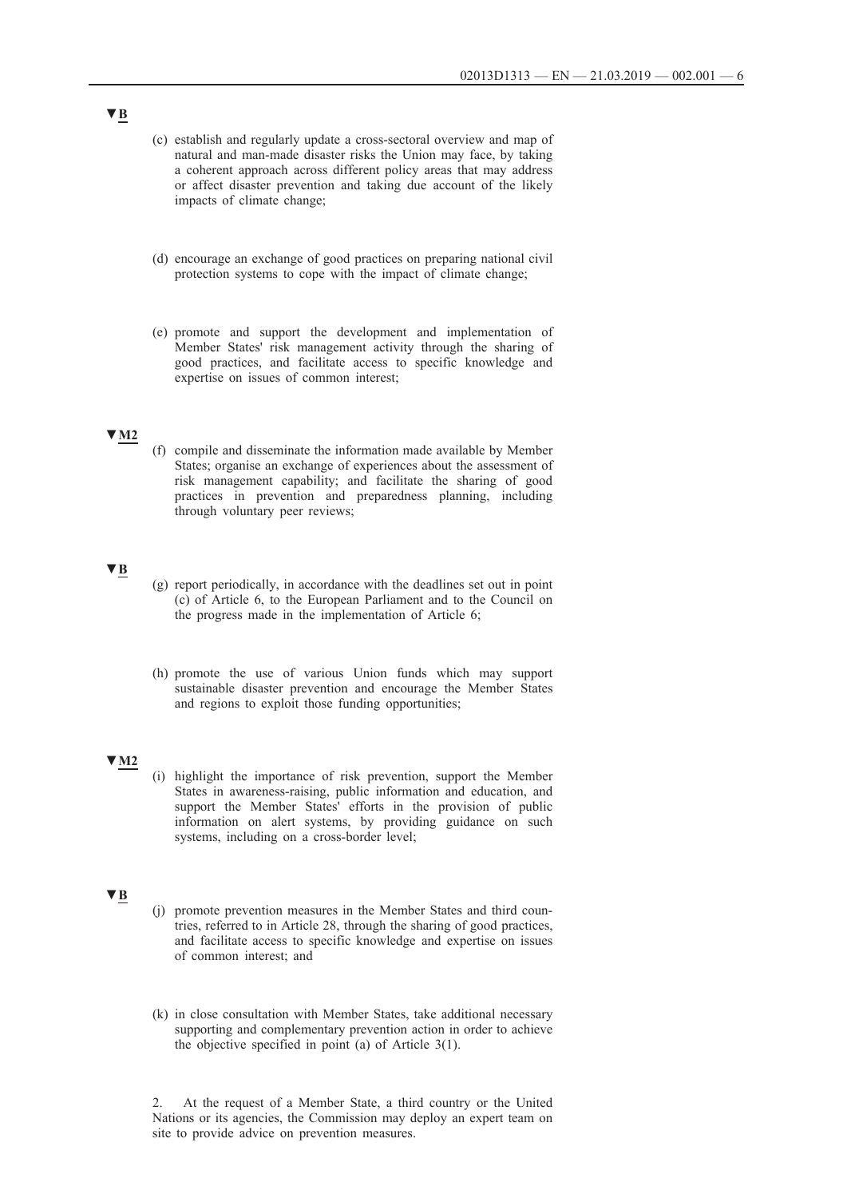▼B

(c) establish and regularly update a cross-sectoral overview and map of natural and man-made disaster risks the Union may face, by taking a coherent approach across different policy areas that may address or affect disaster prevention and taking due account of the likely impacts of climate change;

(d) encourage an exchange of good practices on preparing national civil protection systems to cope with the impact of climate change;

(e) promote and support the development and implementation of Member States' risk management activity through the sharing of good practices, and facilitate access to specific knowledge and expertise on issues of common interest;

▼M2

(f) compile and disseminate the information made available by Member States; organise an exchange of experiences about the assessment of risk management capability; and facilitate the sharing of good practices in prevention and preparedness planning, including through voluntary peer reviews;

▼B

(g) report periodically, in accordance with the deadlines set out in point (c) of Article 6, to the European Parliament and to the Council on the progress made in the implementation of Article 6;

(h) promote the use of various Union funds which may support sustainable disaster prevention and encourage the Member States and regions to exploit those funding opportunities;

▼M2

(i) highlight the importance of risk prevention, support the Member States in awareness-raising, public information and education, and support the Member States' efforts in the provision of public information on alert systems, by providing guidance on such systems, including on a cross-border level;

▼B

(j) promote prevention measures in the Member States and third countries, referred to in Article 28, through the sharing of good practices, and facilitate access to specific knowledge and expertise on issues of common interest; and

(k) in close consultation with Member States, take additional necessary supporting and complementary prevention action in order to achieve the objective specified in point (a) of Article 3(1).

2. At the request of a Member State, a third country or the United Nations or its agencies, the Commission may deploy an expert team on site to provide advice on prevention measures.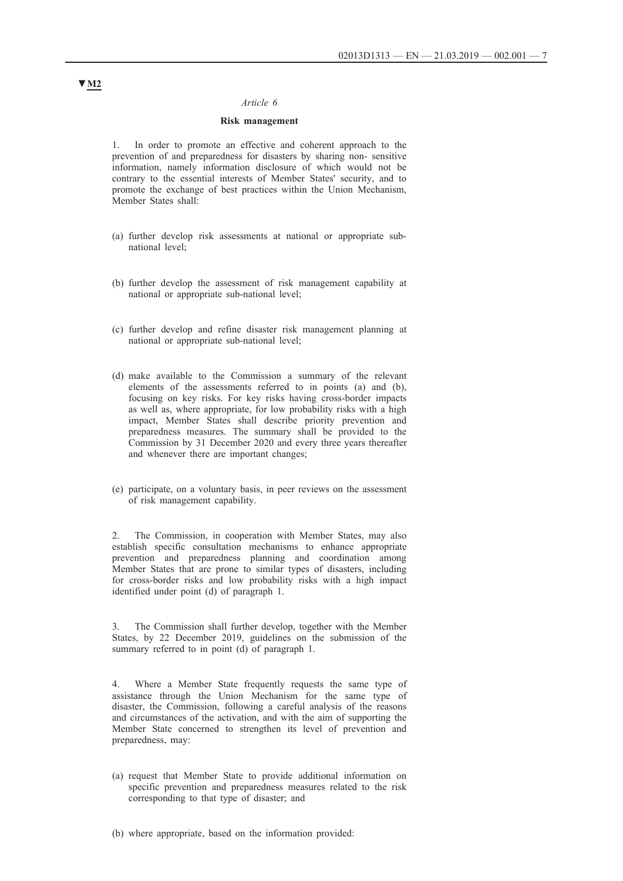▼M2

*Article 6*

**Risk management**

1. In order to promote an effective and coherent approach to the prevention of and preparedness for disasters by sharing non- sensitive information, namely information disclosure of which would not be contrary to the essential interests of Member States' security, and to promote the exchange of best practices within the Union Mechanism, Member States shall:

(a) further develop risk assessments at national or appropriate sub-national level;

(b) further develop the assessment of risk management capability at national or appropriate sub-national level;

(c) further develop and refine disaster risk management planning at national or appropriate sub-national level;

(d) make available to the Commission a summary of the relevant elements of the assessments referred to in points (a) and (b), focusing on key risks. For key risks having cross-border impacts as well as, where appropriate, for low probability risks with a high impact, Member States shall describe priority prevention and preparedness measures. The summary shall be provided to the Commission by 31 December 2020 and every three years thereafter and whenever there are important changes;

(e) participate, on a voluntary basis, in peer reviews on the assessment of risk management capability.

2. The Commission, in cooperation with Member States, may also establish specific consultation mechanisms to enhance appropriate prevention and preparedness planning and coordination among Member States that are prone to similar types of disasters, including for cross-border risks and low probability risks with a high impact identified under point (d) of paragraph 1.

3. The Commission shall further develop, together with the Member States, by 22 December 2019, guidelines on the submission of the summary referred to in point (d) of paragraph 1.

4. Where a Member State frequently requests the same type of assistance through the Union Mechanism for the same type of disaster, the Commission, following a careful analysis of the reasons and circumstances of the activation, and with the aim of supporting the Member State concerned to strengthen its level of prevention and preparedness, may:

(a) request that Member State to provide additional information on specific prevention and preparedness measures related to the risk corresponding to that type of disaster; and

(b) where appropriate, based on the information provided: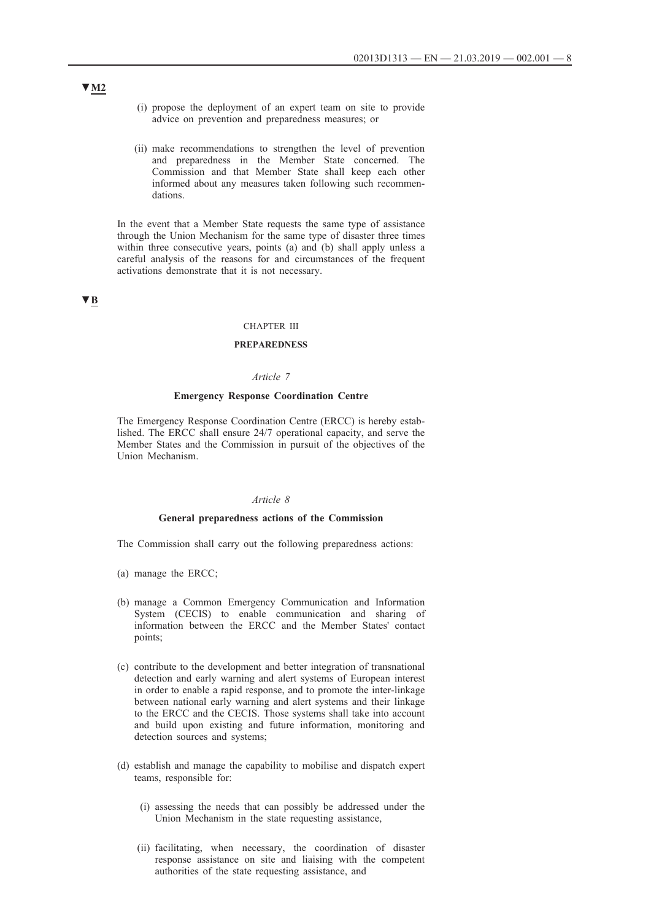▼M2

(i) propose the deployment of an expert team on site to provide advice on prevention and preparedness measures; or

(ii) make recommendations to strengthen the level of prevention and preparedness in the Member State concerned. The Commission and that Member State shall keep each other informed about any measures taken following such recommendations.

In the event that a Member State requests the same type of assistance through the Union Mechanism for the same type of disaster three times within three consecutive years, points (a) and (b) shall apply unless a careful analysis of the reasons for and circumstances of the frequent activations demonstrate that it is not necessary.

▼B

## CHAPTER III

## PREPAREDNESS

### *Article 7*

### Emergency Response Coordination Centre

The Emergency Response Coordination Centre (ERCC) is hereby established. The ERCC shall ensure 24/7 operational capacity, and serve the Member States and the Commission in pursuit of the objectives of the Union Mechanism.

### *Article 8*

### General preparedness actions of the Commission

The Commission shall carry out the following preparedness actions:

(a) manage the ERCC;

(b) manage a Common Emergency Communication and Information System (CECIS) to enable communication and sharing of information between the ERCC and the Member States' contact points;

(c) contribute to the development and better integration of transnational detection and early warning and alert systems of European interest in order to enable a rapid response, and to promote the inter-linkage between national early warning and alert systems and their linkage to the ERCC and the CECIS. Those systems shall take into account and build upon existing and future information, monitoring and detection sources and systems;

(d) establish and manage the capability to mobilise and dispatch expert teams, responsible for:

(i) assessing the needs that can possibly be addressed under the Union Mechanism in the state requesting assistance,

(ii) facilitating, when necessary, the coordination of disaster response assistance on site and liaising with the competent authorities of the state requesting assistance, and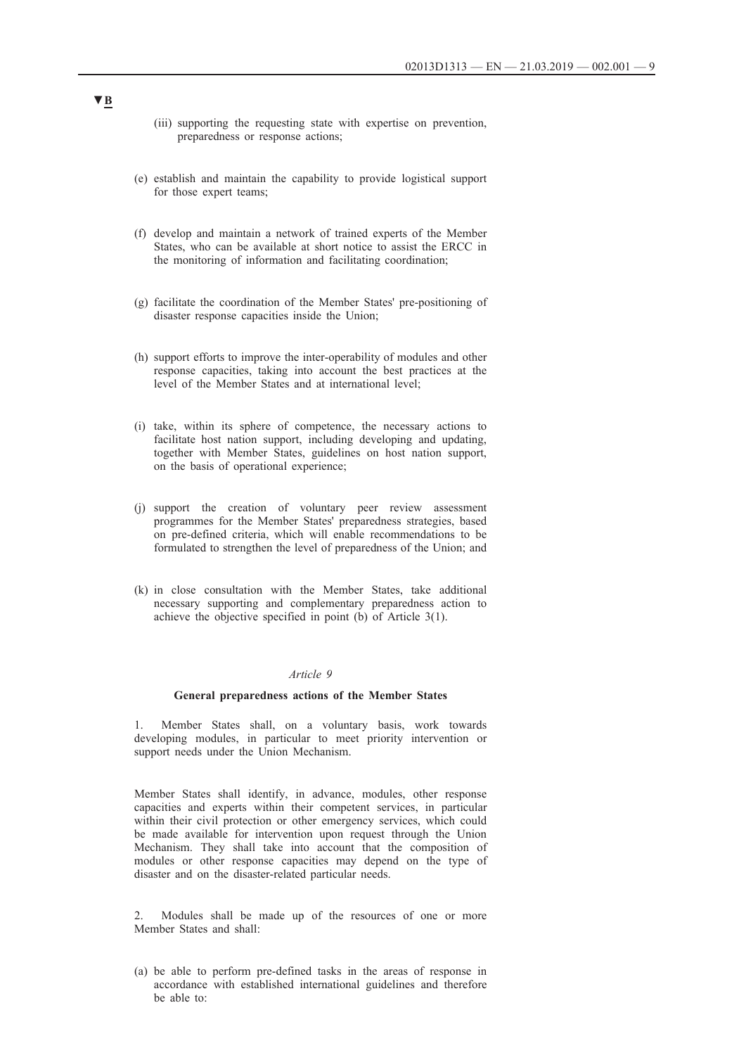▼B

(iii) supporting the requesting state with expertise on prevention, preparedness or response actions;

(e) establish and maintain the capability to provide logistical support for those expert teams;

(f) develop and maintain a network of trained experts of the Member States, who can be available at short notice to assist the ERCC in the monitoring of information and facilitating coordination;

(g) facilitate the coordination of the Member States' pre-positioning of disaster response capacities inside the Union;

(h) support efforts to improve the inter-operability of modules and other response capacities, taking into account the best practices at the level of the Member States and at international level;

(i) take, within its sphere of competence, the necessary actions to facilitate host nation support, including developing and updating, together with Member States, guidelines on host nation support, on the basis of operational experience;

(j) support the creation of voluntary peer review assessment programmes for the Member States' preparedness strategies, based on pre-defined criteria, which will enable recommendations to be formulated to strengthen the level of preparedness of the Union; and

(k) in close consultation with the Member States, take additional necessary supporting and complementary preparedness action to achieve the objective specified in point (b) of Article 3(1).

*Article 9*

**General preparedness actions of the Member States**

1. Member States shall, on a voluntary basis, work towards developing modules, in particular to meet priority intervention or support needs under the Union Mechanism.

Member States shall identify, in advance, modules, other response capacities and experts within their competent services, in particular within their civil protection or other emergency services, which could be made available for intervention upon request through the Union Mechanism. They shall take into account that the composition of modules or other response capacities may depend on the type of disaster and on the disaster-related particular needs.

2. Modules shall be made up of the resources of one or more Member States and shall:

(a) be able to perform pre-defined tasks in the areas of response in accordance with established international guidelines and therefore be able to: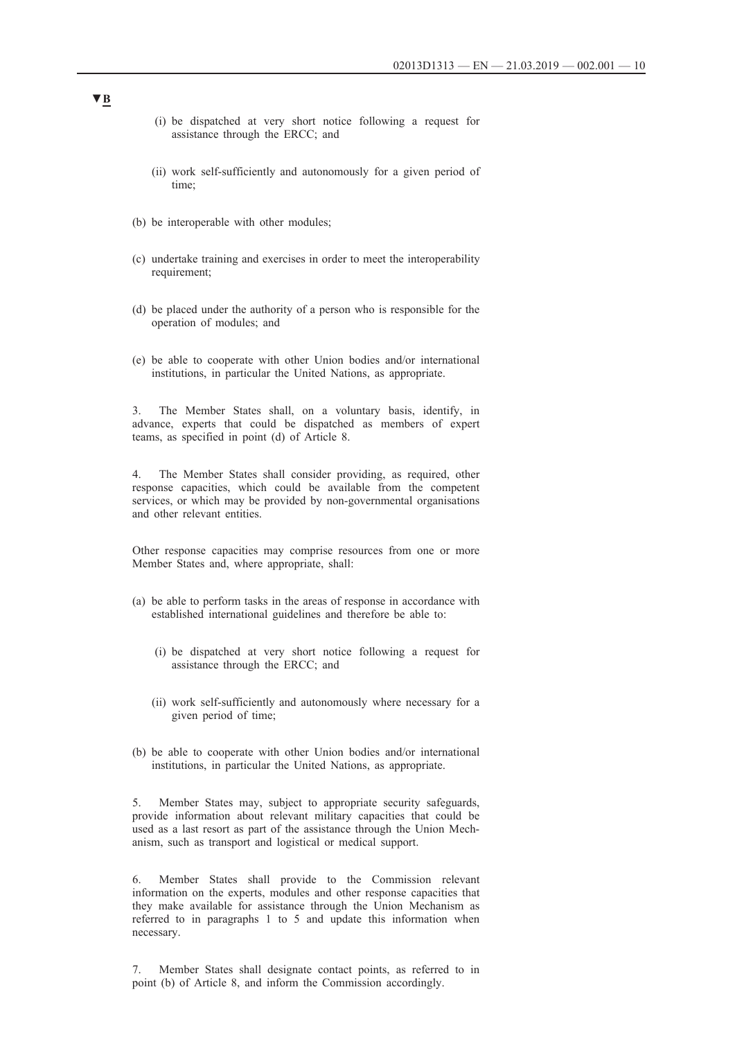▼B

(i) be dispatched at very short notice following a request for assistance through the ERCC; and

(ii) work self-sufficiently and autonomously for a given period of time;

(b) be interoperable with other modules;

(c) undertake training and exercises in order to meet the interoperability requirement;

(d) be placed under the authority of a person who is responsible for the operation of modules; and

(e) be able to cooperate with other Union bodies and/or international institutions, in particular the United Nations, as appropriate.

3. The Member States shall, on a voluntary basis, identify, in advance, experts that could be dispatched as members of expert teams, as specified in point (d) of Article 8.

4. The Member States shall consider providing, as required, other response capacities, which could be available from the competent services, or which may be provided by non-governmental organisations and other relevant entities.

Other response capacities may comprise resources from one or more Member States and, where appropriate, shall:

(a) be able to perform tasks in the areas of response in accordance with established international guidelines and therefore be able to:

(i) be dispatched at very short notice following a request for assistance through the ERCC; and

(ii) work self-sufficiently and autonomously where necessary for a given period of time;

(b) be able to cooperate with other Union bodies and/or international institutions, in particular the United Nations, as appropriate.

5. Member States may, subject to appropriate security safeguards, provide information about relevant military capacities that could be used as a last resort as part of the assistance through the Union Mechanism, such as transport and logistical or medical support.

6. Member States shall provide to the Commission relevant information on the experts, modules and other response capacities that they make available for assistance through the Union Mechanism as referred to in paragraphs 1 to 5 and update this information when necessary.

7. Member States shall designate contact points, as referred to in point (b) of Article 8, and inform the Commission accordingly.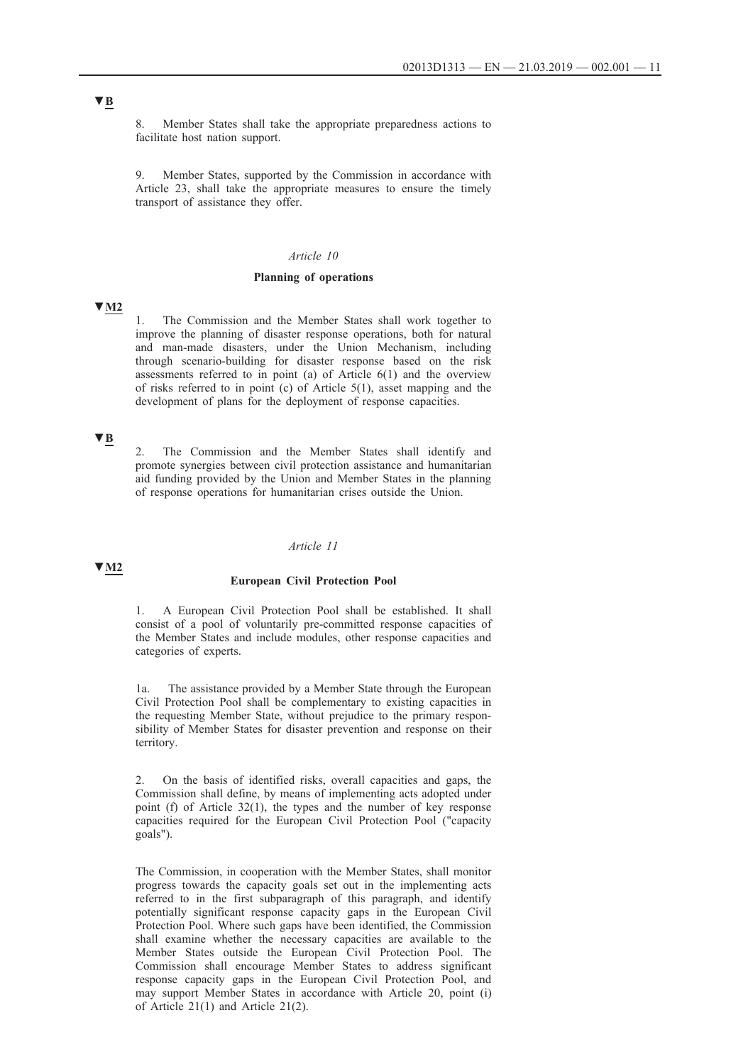▼B

8. Member States shall take the appropriate preparedness actions to facilitate host nation support.

9. Member States, supported by the Commission in accordance with Article 23, shall take the appropriate measures to ensure the timely transport of assistance they offer.

*Article 10*

**Planning of operations**

▼M2

1. The Commission and the Member States shall work together to improve the planning of disaster response operations, both for natural and man-made disasters, under the Union Mechanism, including through scenario-building for disaster response based on the risk assessments referred to in point (a) of Article 6(1) and the overview of risks referred to in point (c) of Article 5(1), asset mapping and the development of plans for the deployment of response capacities.

▼B

2. The Commission and the Member States shall identify and promote synergies between civil protection assistance and humanitarian aid funding provided by the Union and Member States in the planning of response operations for humanitarian crises outside the Union.

*Article 11*

▼M2

**European Civil Protection Pool**

1. A European Civil Protection Pool shall be established. It shall consist of a pool of voluntarily pre-committed response capacities of the Member States and include modules, other response capacities and categories of experts.

1a. The assistance provided by a Member State through the European Civil Protection Pool shall be complementary to existing capacities in the requesting Member State, without prejudice to the primary responsibility of Member States for disaster prevention and response on their territory.

2. On the basis of identified risks, overall capacities and gaps, the Commission shall define, by means of implementing acts adopted under point (f) of Article 32(1), the types and the number of key response capacities required for the European Civil Protection Pool ("capacity goals").

The Commission, in cooperation with the Member States, shall monitor progress towards the capacity goals set out in the implementing acts referred to in the first subparagraph of this paragraph, and identify potentially significant response capacity gaps in the European Civil Protection Pool. Where such gaps have been identified, the Commission shall examine whether the necessary capacities are available to the Member States outside the European Civil Protection Pool. The Commission shall encourage Member States to address significant response capacity gaps in the European Civil Protection Pool, and may support Member States in accordance with Article 20, point (i) of Article 21(1) and Article 21(2).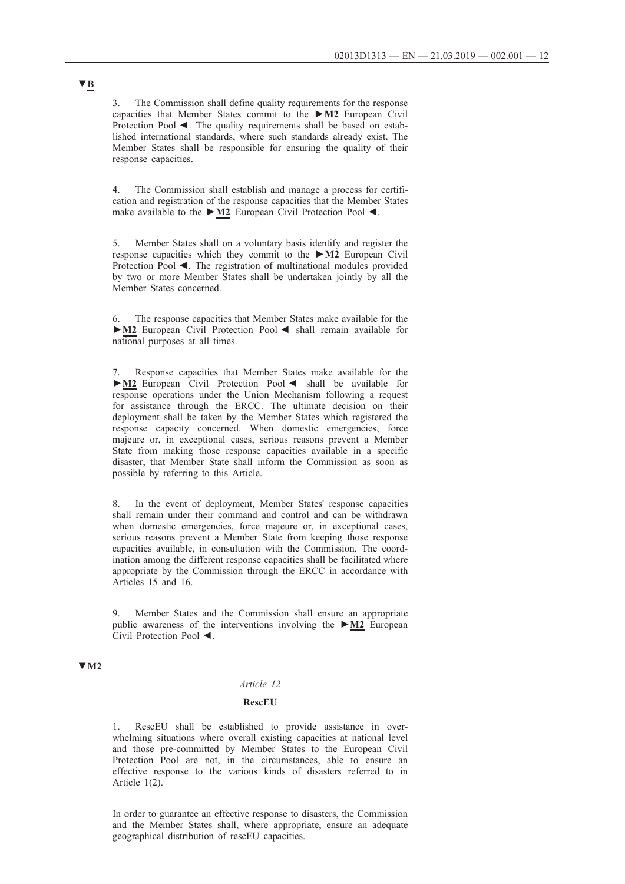▼B

3. The Commission shall define quality requirements for the response capacities that Member States commit to the ►M2 European Civil Protection Pool ◄. The quality requirements shall be based on established international standards, where such standards already exist. The Member States shall be responsible for ensuring the quality of their response capacities.

4. The Commission shall establish and manage a process for certification and registration of the response capacities that the Member States make available to the ►M2 European Civil Protection Pool ◄.

5. Member States shall on a voluntary basis identify and register the response capacities which they commit to the ►M2 European Civil Protection Pool ◄. The registration of multinational modules provided by two or more Member States shall be undertaken jointly by all the Member States concerned.

6. The response capacities that Member States make available for the ►M2 European Civil Protection Pool ◄ shall remain available for national purposes at all times.

7. Response capacities that Member States make available for the ►M2 European Civil Protection Pool ◄ shall be available for response operations under the Union Mechanism following a request for assistance through the ERCC. The ultimate decision on their deployment shall be taken by the Member States which registered the response capacity concerned. When domestic emergencies, force majeure or, in exceptional cases, serious reasons prevent a Member State from making those response capacities available in a specific disaster, that Member State shall inform the Commission as soon as possible by referring to this Article.

8. In the event of deployment, Member States' response capacities shall remain under their command and control and can be withdrawn when domestic emergencies, force majeure or, in exceptional cases, serious reasons prevent a Member State from keeping those response capacities available, in consultation with the Commission. The coordination among the different response capacities shall be facilitated where appropriate by the Commission through the ERCC in accordance with Articles 15 and 16.

9. Member States and the Commission shall ensure an appropriate public awareness of the interventions involving the ►M2 European Civil Protection Pool ◄.

▼M2

*Article 12*

**RescEU**

1. RescEU shall be established to provide assistance in overwhelming situations where overall existing capacities at national level and those pre-committed by Member States to the European Civil Protection Pool are not, in the circumstances, able to ensure an effective response to the various kinds of disasters referred to in Article 1(2).

In order to guarantee an effective response to disasters, the Commission and the Member States shall, where appropriate, ensure an adequate geographical distribution of rescEU capacities.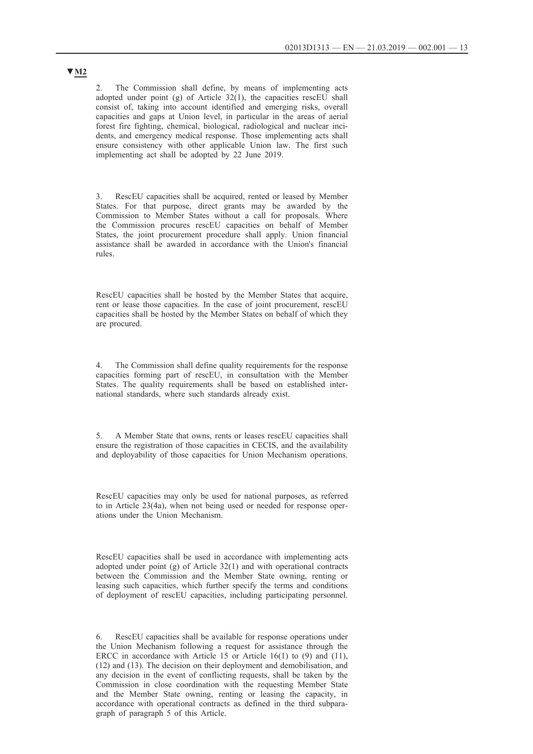▼**M2**

2. The Commission shall define, by means of implementing acts adopted under point (g) of Article 32(1), the capacities rescEU shall consist of, taking into account identified and emerging risks, overall capacities and gaps at Union level, in particular in the areas of aerial forest fire fighting, chemical, biological, radiological and nuclear incidents, and emergency medical response. Those implementing acts shall ensure consistency with other applicable Union law. The first such implementing act shall be adopted by 22 June 2019.

3. RescEU capacities shall be acquired, rented or leased by Member States. For that purpose, direct grants may be awarded by the Commission to Member States without a call for proposals. Where the Commission procures rescEU capacities on behalf of Member States, the joint procurement procedure shall apply. Union financial assistance shall be awarded in accordance with the Union's financial rules.

RescEU capacities shall be hosted by the Member States that acquire, rent or lease those capacities. In the case of joint procurement, rescEU capacities shall be hosted by the Member States on behalf of which they are procured.

4. The Commission shall define quality requirements for the response capacities forming part of rescEU, in consultation with the Member States. The quality requirements shall be based on established international standards, where such standards already exist.

5. A Member State that owns, rents or leases rescEU capacities shall ensure the registration of those capacities in CECIS, and the availability and deployability of those capacities for Union Mechanism operations.

RescEU capacities may only be used for national purposes, as referred to in Article 23(4a), when not being used or needed for response operations under the Union Mechanism.

RescEU capacities shall be used in accordance with implementing acts adopted under point (g) of Article 32(1) and with operational contracts between the Commission and the Member State owning, renting or leasing such capacities, which further specify the terms and conditions of deployment of rescEU capacities, including participating personnel.

6. RescEU capacities shall be available for response operations under the Union Mechanism following a request for assistance through the ERCC in accordance with Article 15 or Article 16(1) to (9) and (11), (12) and (13). The decision on their deployment and demobilisation, and any decision in the event of conflicting requests, shall be taken by the Commission in close coordination with the requesting Member State and the Member State owning, renting or leasing the capacity, in accordance with operational contracts as defined in the third subparagraph of paragraph 5 of this Article.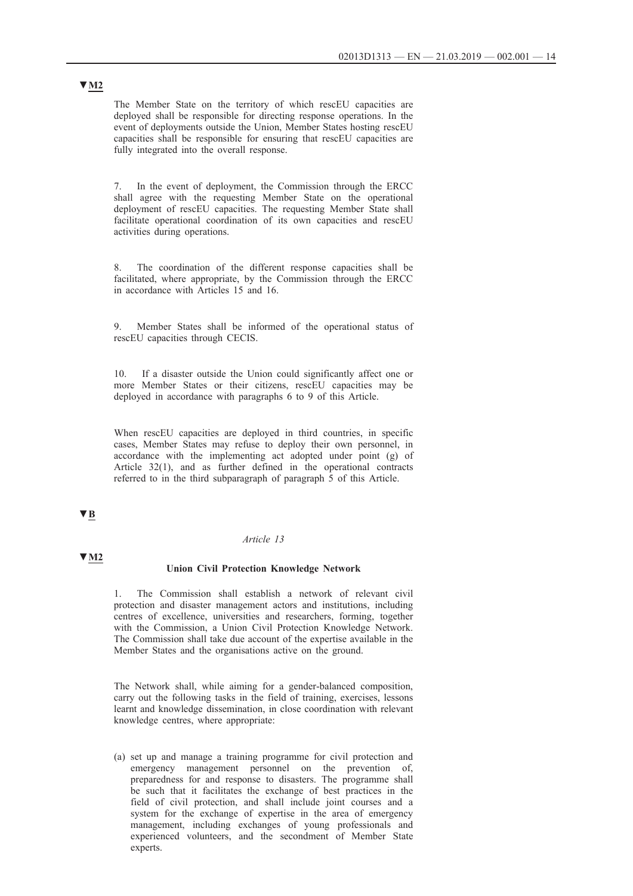▼M2

The Member State on the territory of which rescEU capacities are deployed shall be responsible for directing response operations. In the event of deployments outside the Union, Member States hosting rescEU capacities shall be responsible for ensuring that rescEU capacities are fully integrated into the overall response.

7. In the event of deployment, the Commission through the ERCC shall agree with the requesting Member State on the operational deployment of rescEU capacities. The requesting Member State shall facilitate operational coordination of its own capacities and rescEU activities during operations.

8. The coordination of the different response capacities shall be facilitated, where appropriate, by the Commission through the ERCC in accordance with Articles 15 and 16.

9. Member States shall be informed of the operational status of rescEU capacities through CECIS.

10. If a disaster outside the Union could significantly affect one or more Member States or their citizens, rescEU capacities may be deployed in accordance with paragraphs 6 to 9 of this Article.

When rescEU capacities are deployed in third countries, in specific cases, Member States may refuse to deploy their own personnel, in accordance with the implementing act adopted under point (g) of Article 32(1), and as further defined in the operational contracts referred to in the third subparagraph of paragraph 5 of this Article.

▼B

*Article 13*

▼M2

**Union Civil Protection Knowledge Network**

1. The Commission shall establish a network of relevant civil protection and disaster management actors and institutions, including centres of excellence, universities and researchers, forming, together with the Commission, a Union Civil Protection Knowledge Network. The Commission shall take due account of the expertise available in the Member States and the organisations active on the ground.

The Network shall, while aiming for a gender-balanced composition, carry out the following tasks in the field of training, exercises, lessons learnt and knowledge dissemination, in close coordination with relevant knowledge centres, where appropriate:

(a) set up and manage a training programme for civil protection and emergency management personnel on the prevention of, preparedness for and response to disasters. The programme shall be such that it facilitates the exchange of best practices in the field of civil protection, and shall include joint courses and a system for the exchange of expertise in the area of emergency management, including exchanges of young professionals and experienced volunteers, and the secondment of Member State experts.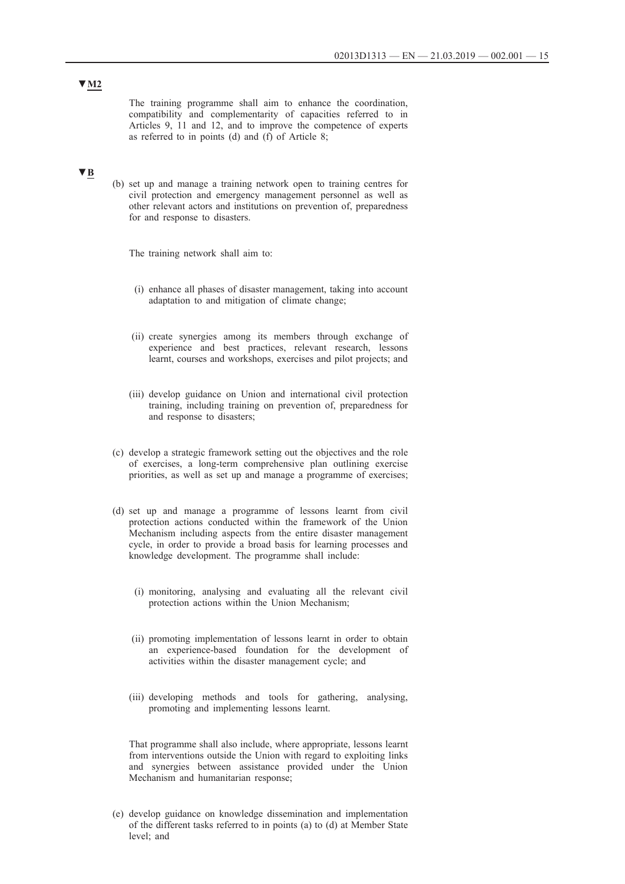▼M2

The training programme shall aim to enhance the coordination, compatibility and complementarity of capacities referred to in Articles 9, 11 and 12, and to improve the competence of experts as referred to in points (d) and (f) of Article 8;

▼B

(b) set up and manage a training network open to training centres for civil protection and emergency management personnel as well as other relevant actors and institutions on prevention of, preparedness for and response to disasters.

The training network shall aim to:

(i) enhance all phases of disaster management, taking into account adaptation to and mitigation of climate change;

(ii) create synergies among its members through exchange of experience and best practices, relevant research, lessons learnt, courses and workshops, exercises and pilot projects; and

(iii) develop guidance on Union and international civil protection training, including training on prevention of, preparedness for and response to disasters;

(c) develop a strategic framework setting out the objectives and the role of exercises, a long-term comprehensive plan outlining exercise priorities, as well as set up and manage a programme of exercises;

(d) set up and manage a programme of lessons learnt from civil protection actions conducted within the framework of the Union Mechanism including aspects from the entire disaster management cycle, in order to provide a broad basis for learning processes and knowledge development. The programme shall include:

(i) monitoring, analysing and evaluating all the relevant civil protection actions within the Union Mechanism;

(ii) promoting implementation of lessons learnt in order to obtain an experience-based foundation for the development of activities within the disaster management cycle; and

(iii) developing methods and tools for gathering, analysing, promoting and implementing lessons learnt.

That programme shall also include, where appropriate, lessons learnt from interventions outside the Union with regard to exploiting links and synergies between assistance provided under the Union Mechanism and humanitarian response;

(e) develop guidance on knowledge dissemination and implementation of the different tasks referred to in points (a) to (d) at Member State level; and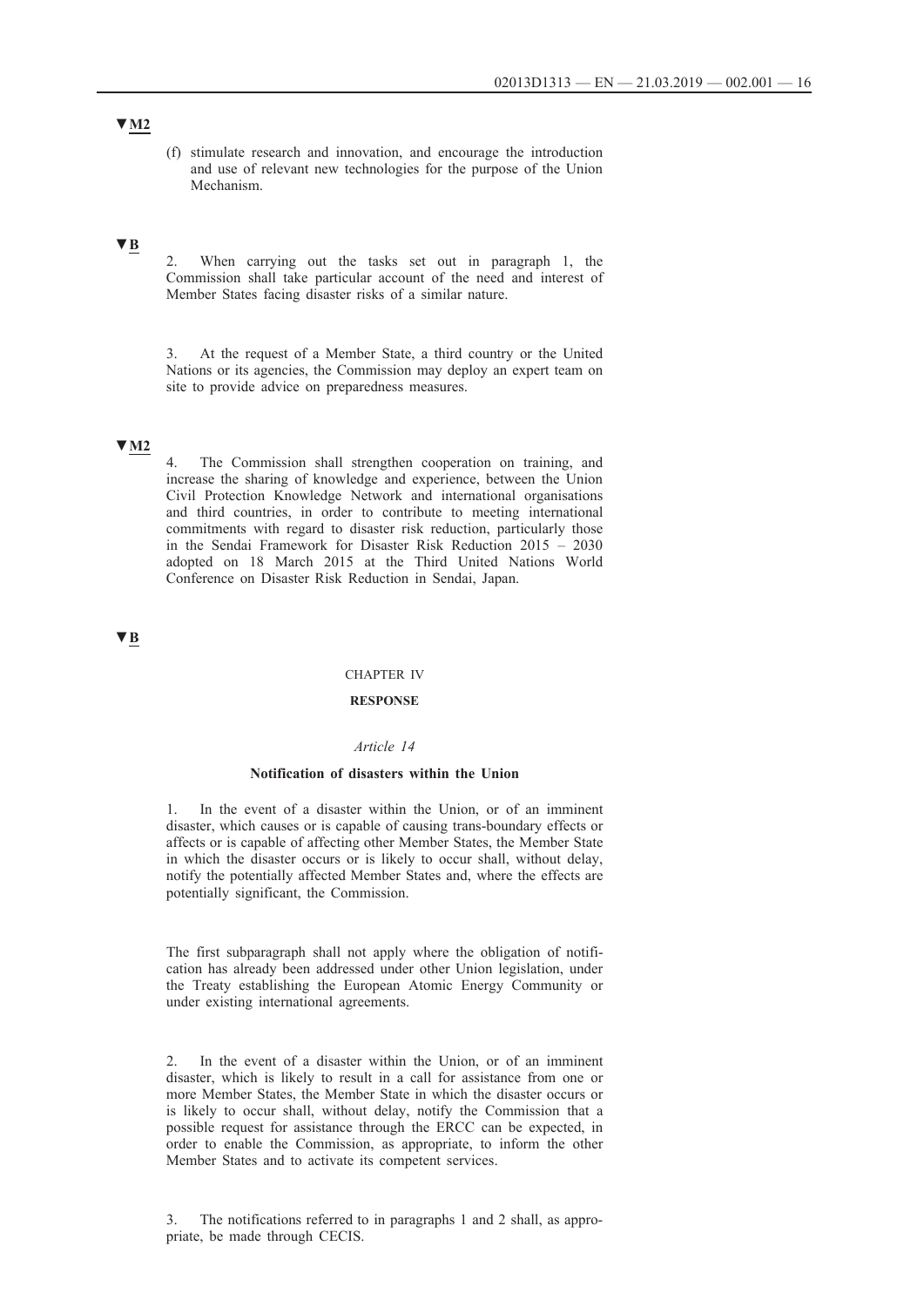▼M2

(f) stimulate research and innovation, and encourage the introduction and use of relevant new technologies for the purpose of the Union Mechanism.

▼B

2. When carrying out the tasks set out in paragraph 1, the Commission shall take particular account of the need and interest of Member States facing disaster risks of a similar nature.

3. At the request of a Member State, a third country or the United Nations or its agencies, the Commission may deploy an expert team on site to provide advice on preparedness measures.

▼M2

4. The Commission shall strengthen cooperation on training, and increase the sharing of knowledge and experience, between the Union Civil Protection Knowledge Network and international organisations and third countries, in order to contribute to meeting international commitments with regard to disaster risk reduction, particularly those in the Sendai Framework for Disaster Risk Reduction 2015 – 2030 adopted on 18 March 2015 at the Third United Nations World Conference on Disaster Risk Reduction in Sendai, Japan.

▼B

## CHAPTER IV

## RESPONSE

*Article 14*

### Notification of disasters within the Union

1. In the event of a disaster within the Union, or of an imminent disaster, which causes or is capable of causing trans-boundary effects or affects or is capable of affecting other Member States, the Member State in which the disaster occurs or is likely to occur shall, without delay, notify the potentially affected Member States and, where the effects are potentially significant, the Commission.

The first subparagraph shall not apply where the obligation of notification has already been addressed under other Union legislation, under the Treaty establishing the European Atomic Energy Community or under existing international agreements.

2. In the event of a disaster within the Union, or of an imminent disaster, which is likely to result in a call for assistance from one or more Member States, the Member State in which the disaster occurs or is likely to occur shall, without delay, notify the Commission that a possible request for assistance through the ERCC can be expected, in order to enable the Commission, as appropriate, to inform the other Member States and to activate its competent services.

3. The notifications referred to in paragraphs 1 and 2 shall, as appropriate, be made through CECIS.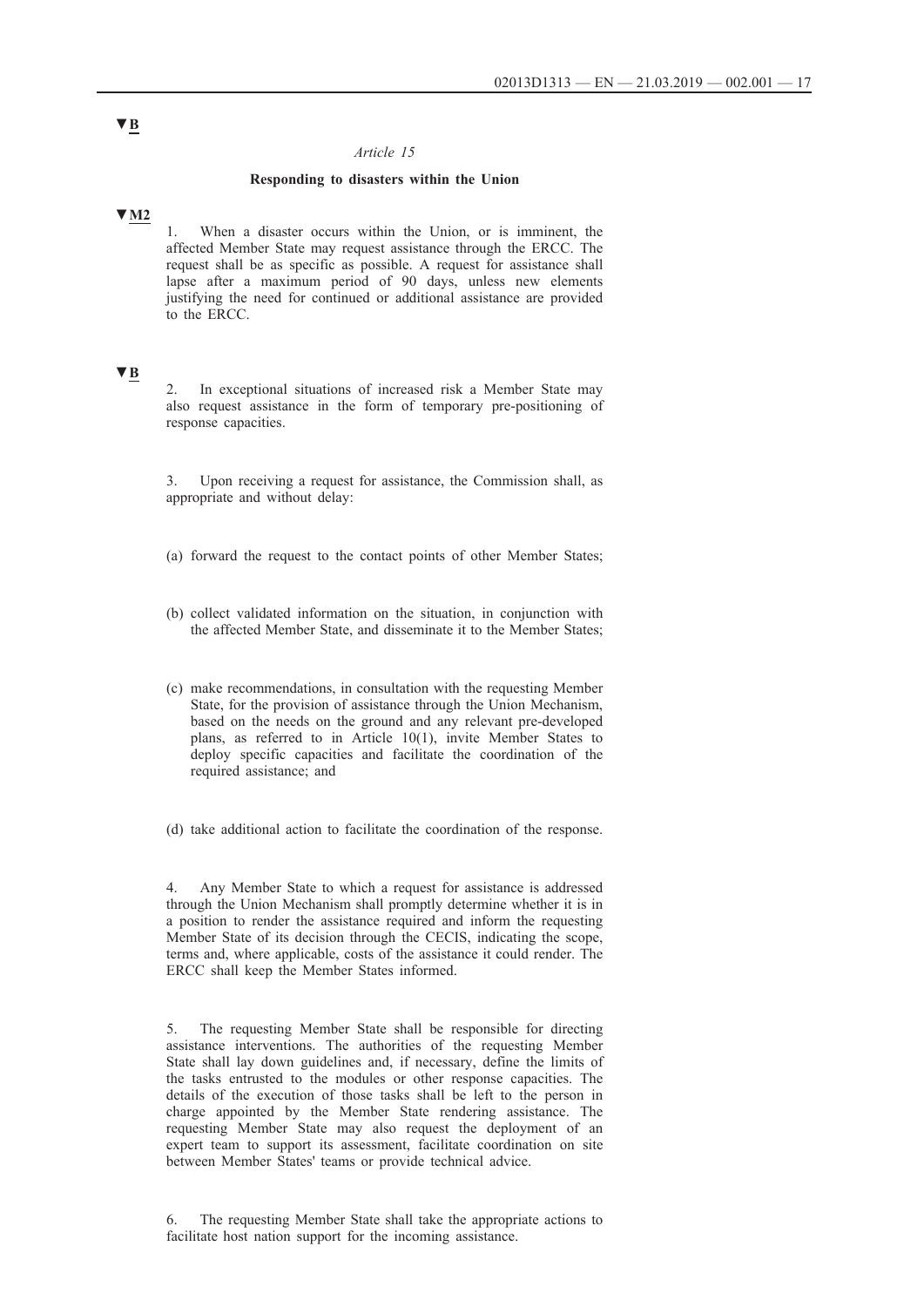▼B

*Article 15*

**Responding to disasters within the Union**

▼M2

1. When a disaster occurs within the Union, or is imminent, the affected Member State may request assistance through the ERCC. The request shall be as specific as possible. A request for assistance shall lapse after a maximum period of 90 days, unless new elements justifying the need for continued or additional assistance are provided to the ERCC.

▼B

2. In exceptional situations of increased risk a Member State may also request assistance in the form of temporary pre-positioning of response capacities.

3. Upon receiving a request for assistance, the Commission shall, as appropriate and without delay:

(a) forward the request to the contact points of other Member States;

(b) collect validated information on the situation, in conjunction with the affected Member State, and disseminate it to the Member States;

(c) make recommendations, in consultation with the requesting Member State, for the provision of assistance through the Union Mechanism, based on the needs on the ground and any relevant pre-developed plans, as referred to in Article 10(1), invite Member States to deploy specific capacities and facilitate the coordination of the required assistance; and

(d) take additional action to facilitate the coordination of the response.

4. Any Member State to which a request for assistance is addressed through the Union Mechanism shall promptly determine whether it is in a position to render the assistance required and inform the requesting Member State of its decision through the CECIS, indicating the scope, terms and, where applicable, costs of the assistance it could render. The ERCC shall keep the Member States informed.

5. The requesting Member State shall be responsible for directing assistance interventions. The authorities of the requesting Member State shall lay down guidelines and, if necessary, define the limits of the tasks entrusted to the modules or other response capacities. The details of the execution of those tasks shall be left to the person in charge appointed by the Member State rendering assistance. The requesting Member State may also request the deployment of an expert team to support its assessment, facilitate coordination on site between Member States' teams or provide technical advice.

6. The requesting Member State shall take the appropriate actions to facilitate host nation support for the incoming assistance.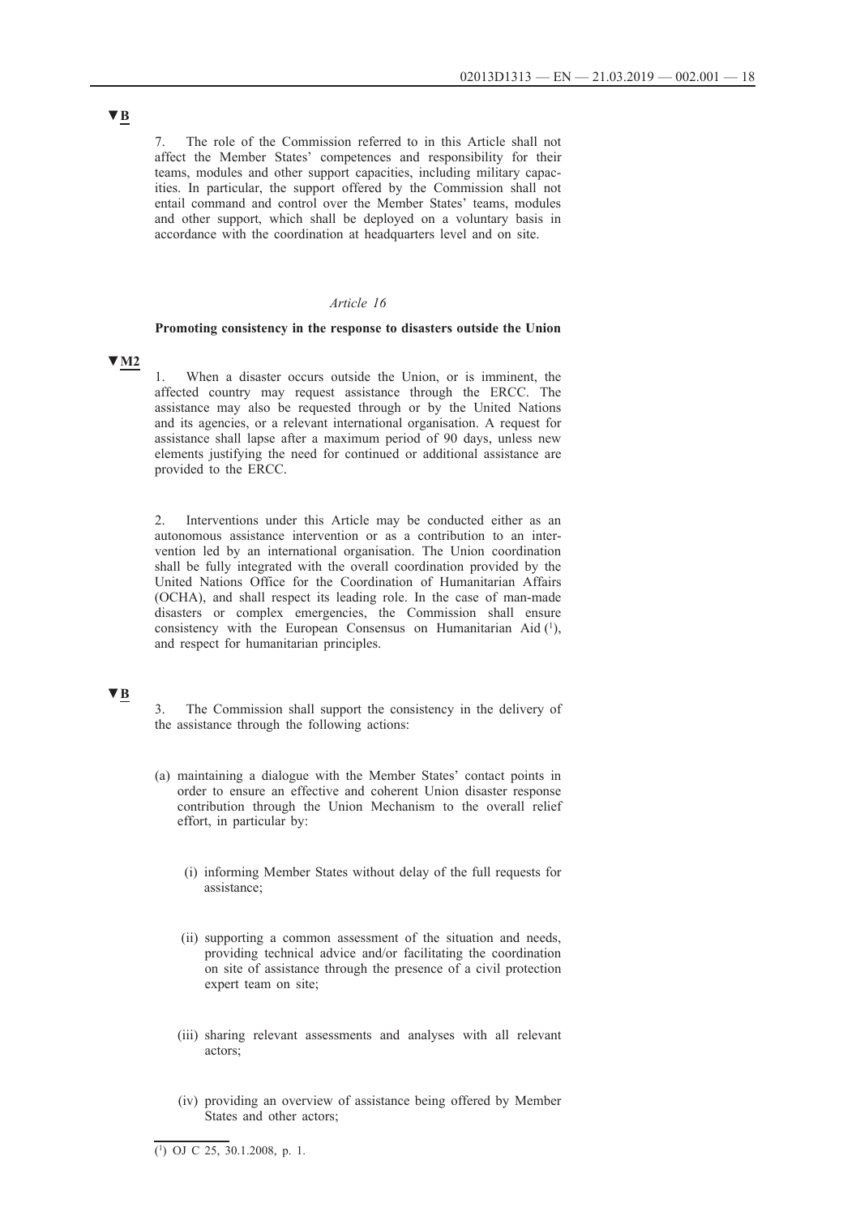▼B

7. The role of the Commission referred to in this Article shall not affect the Member States' competences and responsibility for their teams, modules and other support capacities, including military capacities. In particular, the support offered by the Commission shall not entail command and control over the Member States' teams, modules and other support, which shall be deployed on a voluntary basis in accordance with the coordination at headquarters level and on site.

*Article 16*

**Promoting consistency in the response to disasters outside the Union**

▼M2

1. When a disaster occurs outside the Union, or is imminent, the affected country may request assistance through the ERCC. The assistance may also be requested through or by the United Nations and its agencies, or a relevant international organisation. A request for assistance shall lapse after a maximum period of 90 days, unless new elements justifying the need for continued or additional assistance are provided to the ERCC.

2. Interventions under this Article may be conducted either as an autonomous assistance intervention or as a contribution to an intervention led by an international organisation. The Union coordination shall be fully integrated with the overall coordination provided by the United Nations Office for the Coordination of Humanitarian Affairs (OCHA), and shall respect its leading role. In the case of man-made disasters or complex emergencies, the Commission shall ensure consistency with the European Consensus on Humanitarian Aid [1], and respect for humanitarian principles.

▼B

3. The Commission shall support the consistency in the delivery of the assistance through the following actions:

(a) maintaining a dialogue with the Member States' contact points in order to ensure an effective and coherent Union disaster response contribution through the Union Mechanism to the overall relief effort, in particular by:

(i) informing Member States without delay of the full requests for assistance;

(ii) supporting a common assessment of the situation and needs, providing technical advice and/or facilitating the coordination on site of assistance through the presence of a civil protection expert team on site;

(iii) sharing relevant assessments and analyses with all relevant actors;

(iv) providing an overview of assistance being offered by Member States and other actors;

---

[1] OJ C 25, 30.1.2008, p. 1.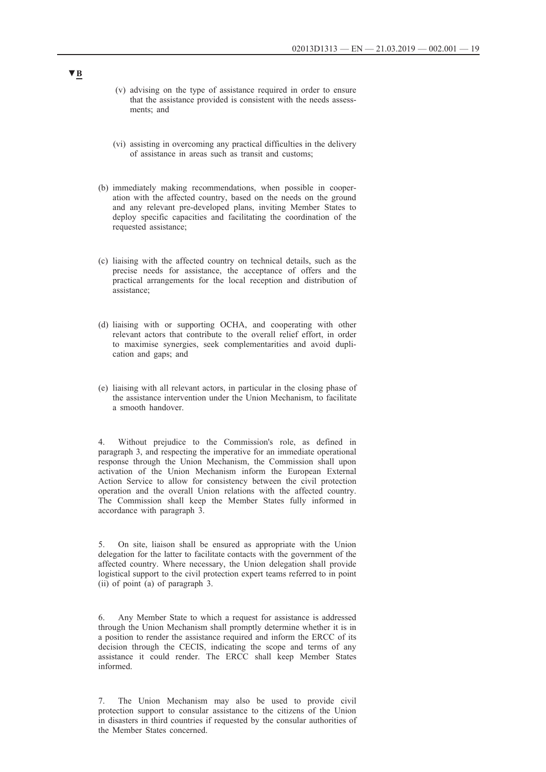▼B

(v) advising on the type of assistance required in order to ensure that the assistance provided is consistent with the needs assessments; and

(vi) assisting in overcoming any practical difficulties in the delivery of assistance in areas such as transit and customs;

(b) immediately making recommendations, when possible in cooperation with the affected country, based on the needs on the ground and any relevant pre-developed plans, inviting Member States to deploy specific capacities and facilitating the coordination of the requested assistance;

(c) liaising with the affected country on technical details, such as the precise needs for assistance, the acceptance of offers and the practical arrangements for the local reception and distribution of assistance;

(d) liaising with or supporting OCHA, and cooperating with other relevant actors that contribute to the overall relief effort, in order to maximise synergies, seek complementarities and avoid duplication and gaps; and

(e) liaising with all relevant actors, in particular in the closing phase of the assistance intervention under the Union Mechanism, to facilitate a smooth handover.

4. Without prejudice to the Commission's role, as defined in paragraph 3, and respecting the imperative for an immediate operational response through the Union Mechanism, the Commission shall upon activation of the Union Mechanism inform the European External Action Service to allow for consistency between the civil protection operation and the overall Union relations with the affected country. The Commission shall keep the Member States fully informed in accordance with paragraph 3.

5. On site, liaison shall be ensured as appropriate with the Union delegation for the latter to facilitate contacts with the government of the affected country. Where necessary, the Union delegation shall provide logistical support to the civil protection expert teams referred to in point (ii) of point (a) of paragraph 3.

6. Any Member State to which a request for assistance is addressed through the Union Mechanism shall promptly determine whether it is in a position to render the assistance required and inform the ERCC of its decision through the CECIS, indicating the scope and terms of any assistance it could render. The ERCC shall keep Member States informed.

7. The Union Mechanism may also be used to provide civil protection support to consular assistance to the citizens of the Union in disasters in third countries if requested by the consular authorities of the Member States concerned.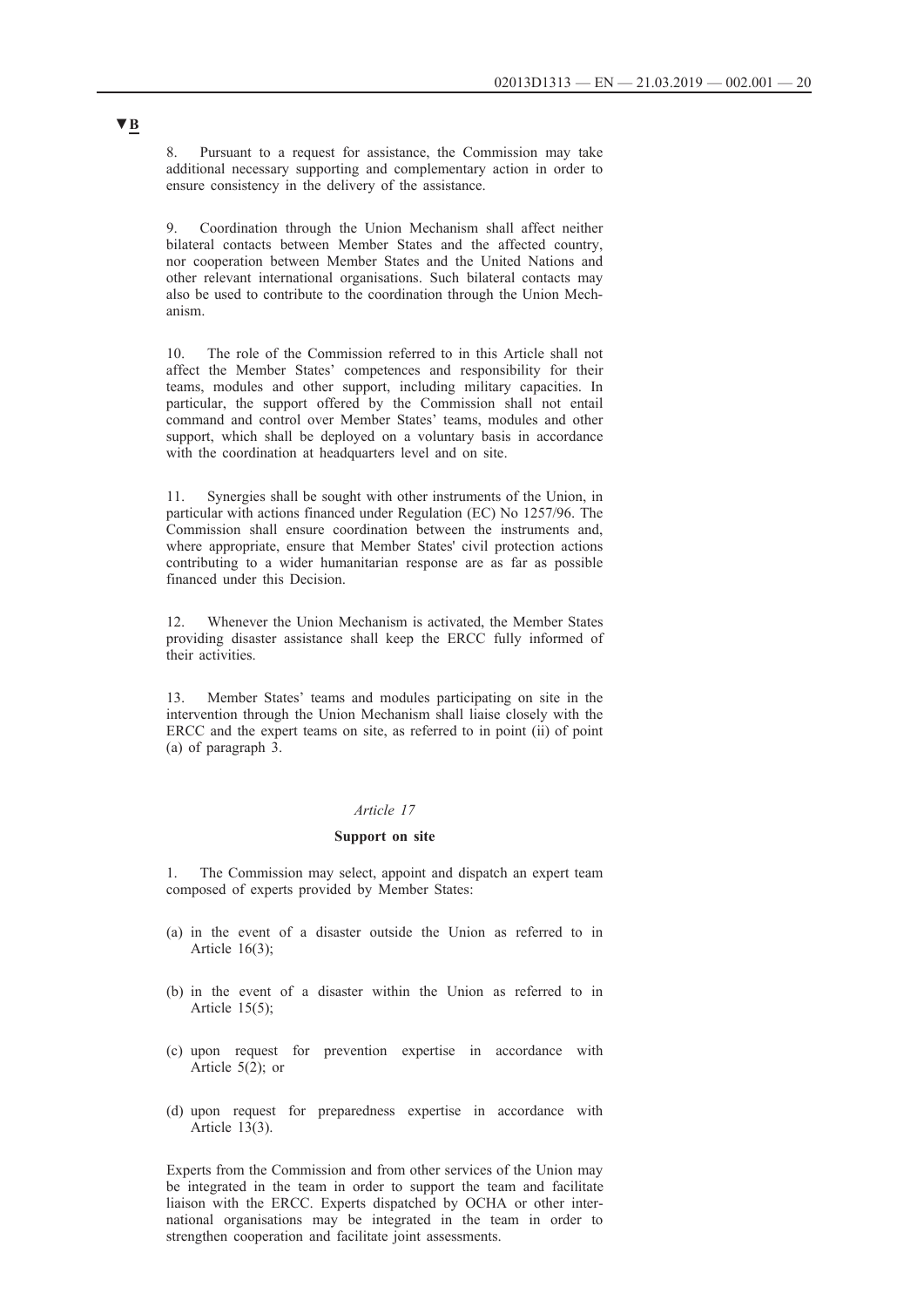▼B

8. Pursuant to a request for assistance, the Commission may take additional necessary supporting and complementary action in order to ensure consistency in the delivery of the assistance.

9. Coordination through the Union Mechanism shall affect neither bilateral contacts between Member States and the affected country, nor cooperation between Member States and the United Nations and other relevant international organisations. Such bilateral contacts may also be used to contribute to the coordination through the Union Mechanism.

10. The role of the Commission referred to in this Article shall not affect the Member States' competences and responsibility for their teams, modules and other support, including military capacities. In particular, the support offered by the Commission shall not entail command and control over Member States' teams, modules and other support, which shall be deployed on a voluntary basis in accordance with the coordination at headquarters level and on site.

11. Synergies shall be sought with other instruments of the Union, in particular with actions financed under Regulation (EC) No 1257/96. The Commission shall ensure coordination between the instruments and, where appropriate, ensure that Member States' civil protection actions contributing to a wider humanitarian response are as far as possible financed under this Decision.

12. Whenever the Union Mechanism is activated, the Member States providing disaster assistance shall keep the ERCC fully informed of their activities.

13. Member States' teams and modules participating on site in the intervention through the Union Mechanism shall liaise closely with the ERCC and the expert teams on site, as referred to in point (ii) of point (a) of paragraph 3.

*Article 17*

**Support on site**

1. The Commission may select, appoint and dispatch an expert team composed of experts provided by Member States:

(a) in the event of a disaster outside the Union as referred to in Article 16(3);

(b) in the event of a disaster within the Union as referred to in Article 15(5);

(c) upon request for prevention expertise in accordance with Article 5(2); or

(d) upon request for preparedness expertise in accordance with Article 13(3).

Experts from the Commission and from other services of the Union may be integrated in the team in order to support the team and facilitate liaison with the ERCC. Experts dispatched by OCHA or other international organisations may be integrated in the team in order to strengthen cooperation and facilitate joint assessments.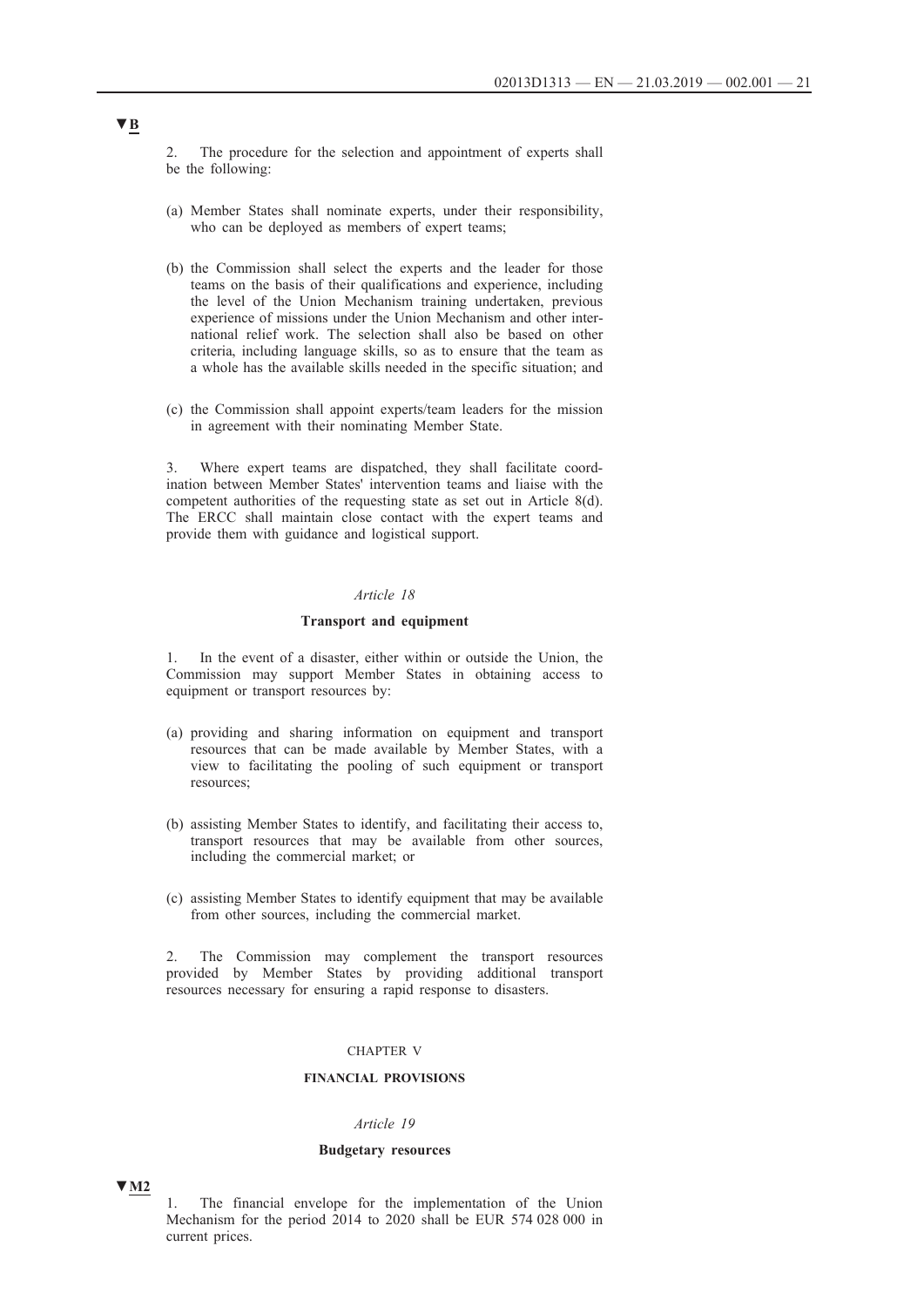▼B

2. The procedure for the selection and appointment of experts shall be the following:

(a) Member States shall nominate experts, under their responsibility, who can be deployed as members of expert teams;

(b) the Commission shall select the experts and the leader for those teams on the basis of their qualifications and experience, including the level of the Union Mechanism training undertaken, previous experience of missions under the Union Mechanism and other international relief work. The selection shall also be based on other criteria, including language skills, so as to ensure that the team as a whole has the available skills needed in the specific situation; and

(c) the Commission shall appoint experts/team leaders for the mission in agreement with their nominating Member State.

3. Where expert teams are dispatched, they shall facilitate coordination between Member States' intervention teams and liaise with the competent authorities of the requesting state as set out in Article 8(d). The ERCC shall maintain close contact with the expert teams and provide them with guidance and logistical support.

*Article 18*

**Transport and equipment**

1. In the event of a disaster, either within or outside the Union, the Commission may support Member States in obtaining access to equipment or transport resources by:

(a) providing and sharing information on equipment and transport resources that can be made available by Member States, with a view to facilitating the pooling of such equipment or transport resources;

(b) assisting Member States to identify, and facilitating their access to, transport resources that may be available from other sources, including the commercial market; or

(c) assisting Member States to identify equipment that may be available from other sources, including the commercial market.

2. The Commission may complement the transport resources provided by Member States by providing additional transport resources necessary for ensuring a rapid response to disasters.

CHAPTER V

**FINANCIAL PROVISIONS**

*Article 19*

**Budgetary resources**

▼M2

1. The financial envelope for the implementation of the Union Mechanism for the period 2014 to 2020 shall be EUR 574 028 000 in current prices.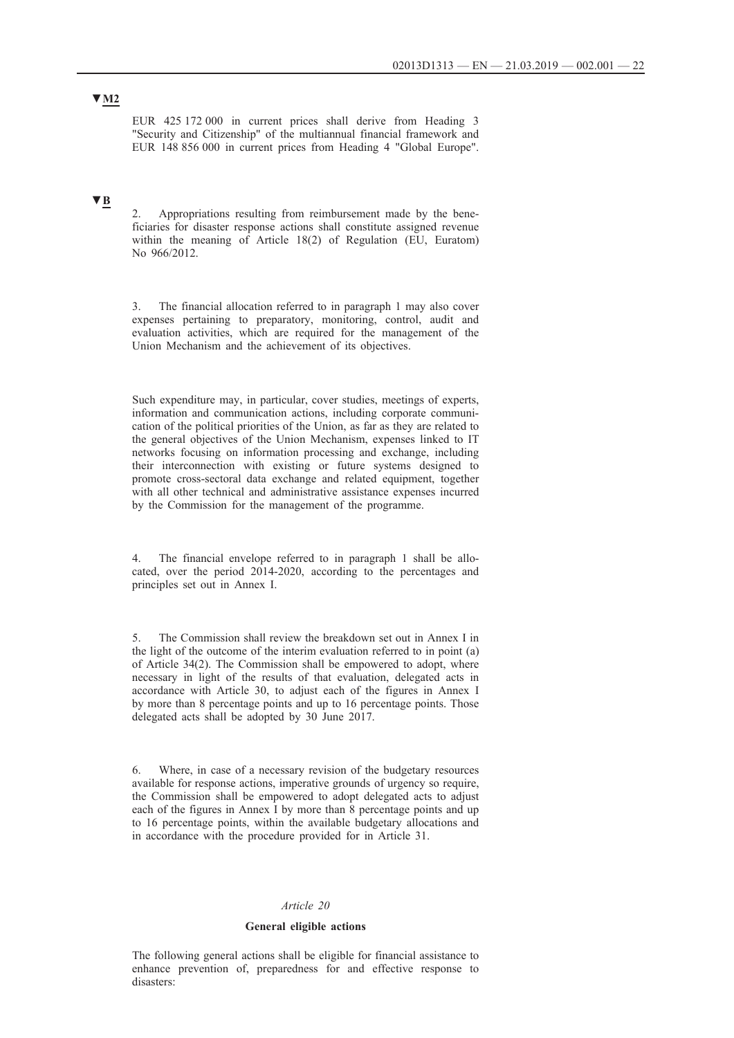▼M2

EUR 425 172 000 in current prices shall derive from Heading 3 "Security and Citizenship" of the multiannual financial framework and EUR 148 856 000 in current prices from Heading 4 "Global Europe".

▼B

2. Appropriations resulting from reimbursement made by the beneficiaries for disaster response actions shall constitute assigned revenue within the meaning of Article 18(2) of Regulation (EU, Euratom) No 966/2012.

3. The financial allocation referred to in paragraph 1 may also cover expenses pertaining to preparatory, monitoring, control, audit and evaluation activities, which are required for the management of the Union Mechanism and the achievement of its objectives.

Such expenditure may, in particular, cover studies, meetings of experts, information and communication actions, including corporate communication of the political priorities of the Union, as far as they are related to the general objectives of the Union Mechanism, expenses linked to IT networks focusing on information processing and exchange, including their interconnection with existing or future systems designed to promote cross-sectoral data exchange and related equipment, together with all other technical and administrative assistance expenses incurred by the Commission for the management of the programme.

4. The financial envelope referred to in paragraph 1 shall be allocated, over the period 2014-2020, according to the percentages and principles set out in Annex I.

5. The Commission shall review the breakdown set out in Annex I in the light of the outcome of the interim evaluation referred to in point (a) of Article 34(2). The Commission shall be empowered to adopt, where necessary in light of the results of that evaluation, delegated acts in accordance with Article 30, to adjust each of the figures in Annex I by more than 8 percentage points and up to 16 percentage points. Those delegated acts shall be adopted by 30 June 2017.

6. Where, in case of a necessary revision of the budgetary resources available for response actions, imperative grounds of urgency so require, the Commission shall be empowered to adopt delegated acts to adjust each of the figures in Annex I by more than 8 percentage points and up to 16 percentage points, within the available budgetary allocations and in accordance with the procedure provided for in Article 31.

*Article 20*

**General eligible actions**

The following general actions shall be eligible for financial assistance to enhance prevention of, preparedness for and effective response to disasters: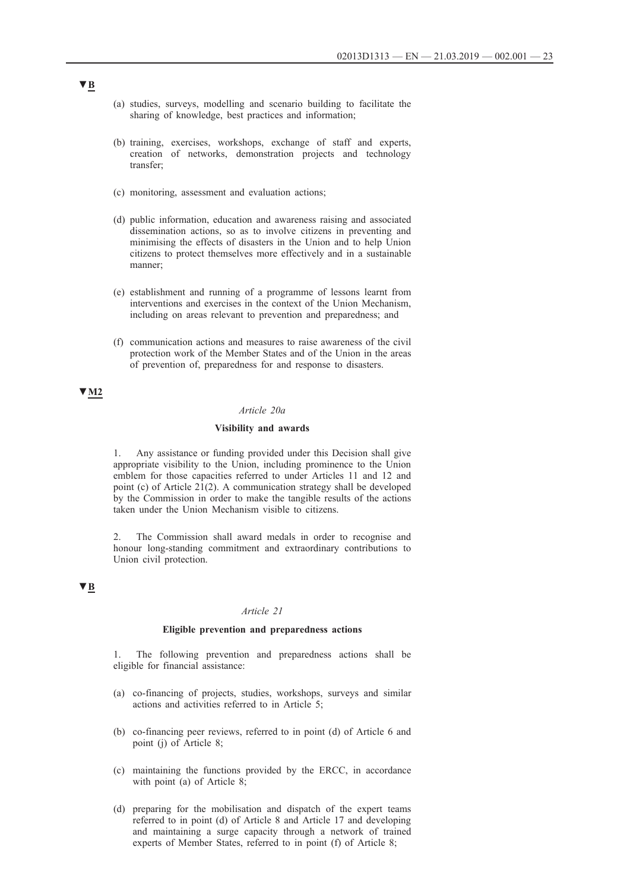▼B

(a) studies, surveys, modelling and scenario building to facilitate the sharing of knowledge, best practices and information;

(b) training, exercises, workshops, exchange of staff and experts, creation of networks, demonstration projects and technology transfer;

(c) monitoring, assessment and evaluation actions;

(d) public information, education and awareness raising and associated dissemination actions, so as to involve citizens in preventing and minimising the effects of disasters in the Union and to help Union citizens to protect themselves more effectively and in a sustainable manner;

(e) establishment and running of a programme of lessons learnt from interventions and exercises in the context of the Union Mechanism, including on areas relevant to prevention and preparedness; and

(f) communication actions and measures to raise awareness of the civil protection work of the Member States and of the Union in the areas of prevention of, preparedness for and response to disasters.

▼M2

*Article 20a*

**Visibility and awards**

1. Any assistance or funding provided under this Decision shall give appropriate visibility to the Union, including prominence to the Union emblem for those capacities referred to under Articles 11 and 12 and point (c) of Article 21(2). A communication strategy shall be developed by the Commission in order to make the tangible results of the actions taken under the Union Mechanism visible to citizens.

2. The Commission shall award medals in order to recognise and honour long-standing commitment and extraordinary contributions to Union civil protection.

▼B

*Article 21*

**Eligible prevention and preparedness actions**

1. The following prevention and preparedness actions shall be eligible for financial assistance:

(a) co-financing of projects, studies, workshops, surveys and similar actions and activities referred to in Article 5;

(b) co-financing peer reviews, referred to in point (d) of Article 6 and point (j) of Article 8;

(c) maintaining the functions provided by the ERCC, in accordance with point (a) of Article 8;

(d) preparing for the mobilisation and dispatch of the expert teams referred to in point (d) of Article 8 and Article 17 and developing and maintaining a surge capacity through a network of trained experts of Member States, referred to in point (f) of Article 8;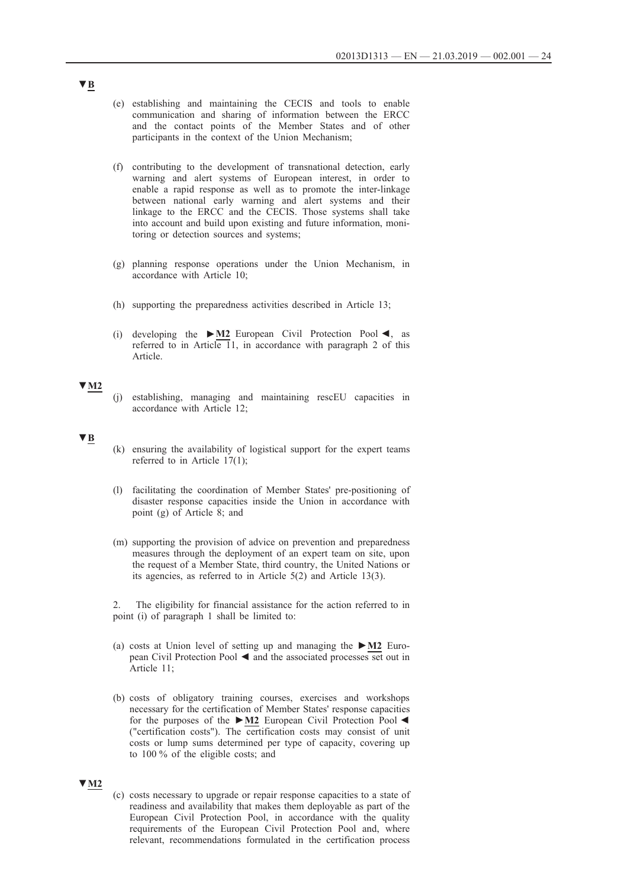▼B

(e) establishing and maintaining the CECIS and tools to enable communication and sharing of information between the ERCC and the contact points of the Member States and of other participants in the context of the Union Mechanism;

(f) contributing to the development of transnational detection, early warning and alert systems of European interest, in order to enable a rapid response as well as to promote the inter-linkage between national early warning and alert systems and their linkage to the ERCC and the CECIS. Those systems shall take into account and build upon existing and future information, monitoring or detection sources and systems;

(g) planning response operations under the Union Mechanism, in accordance with Article 10;

(h) supporting the preparedness activities described in Article 13;

(i) developing the ►M2 European Civil Protection Pool ◄, as referred to in Article 11, in accordance with paragraph 2 of this Article.

▼M2

(j) establishing, managing and maintaining rescEU capacities in accordance with Article 12;

▼B

(k) ensuring the availability of logistical support for the expert teams referred to in Article 17(1);

(l) facilitating the coordination of Member States' pre-positioning of disaster response capacities inside the Union in accordance with point (g) of Article 8; and

(m) supporting the provision of advice on prevention and preparedness measures through the deployment of an expert team on site, upon the request of a Member State, third country, the United Nations or its agencies, as referred to in Article 5(2) and Article 13(3).

2. The eligibility for financial assistance for the action referred to in point (i) of paragraph 1 shall be limited to:

(a) costs at Union level of setting up and managing the ►M2 European Civil Protection Pool ◄ and the associated processes set out in Article 11;

(b) costs of obligatory training courses, exercises and workshops necessary for the certification of Member States' response capacities for the purposes of the ►M2 European Civil Protection Pool ◄ ("certification costs"). The certification costs may consist of unit costs or lump sums determined per type of capacity, covering up to 100 % of the eligible costs; and

▼M2

(c) costs necessary to upgrade or repair response capacities to a state of readiness and availability that makes them deployable as part of the European Civil Protection Pool, in accordance with the quality requirements of the European Civil Protection Pool and, where relevant, recommendations formulated in the certification process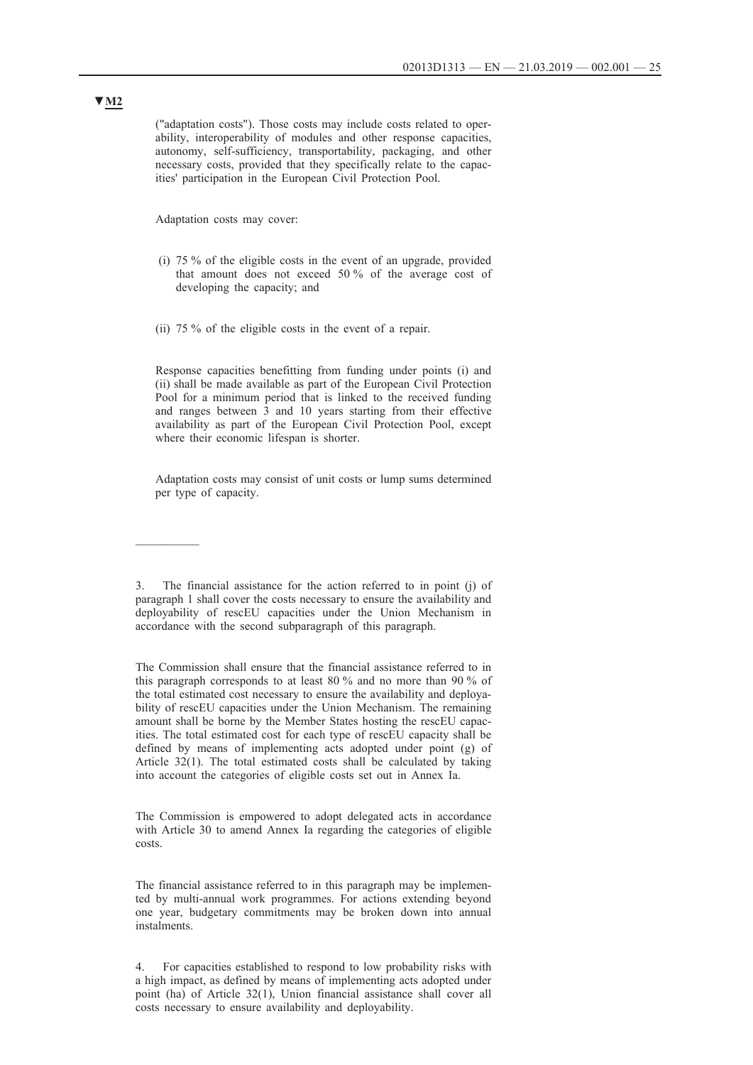**▼M2**

("adaptation costs"). Those costs may include costs related to operability, interoperability of modules and other response capacities, autonomy, self-sufficiency, transportability, packaging, and other necessary costs, provided that they specifically relate to the capacities' participation in the European Civil Protection Pool.

Adaptation costs may cover:

(i) 75 % of the eligible costs in the event of an upgrade, provided that amount does not exceed 50 % of the average cost of developing the capacity; and

(ii) 75 % of the eligible costs in the event of a repair.

Response capacities benefitting from funding under points (i) and (ii) shall be made available as part of the European Civil Protection Pool for a minimum period that is linked to the received funding and ranges between 3 and 10 years starting from their effective availability as part of the European Civil Protection Pool, except where their economic lifespan is shorter.

Adaptation costs may consist of unit costs or lump sums determined per type of capacity.

—————

3. The financial assistance for the action referred to in point (j) of paragraph 1 shall cover the costs necessary to ensure the availability and deployability of rescEU capacities under the Union Mechanism in accordance with the second subparagraph of this paragraph.

The Commission shall ensure that the financial assistance referred to in this paragraph corresponds to at least 80 % and no more than 90 % of the total estimated cost necessary to ensure the availability and deployability of rescEU capacities under the Union Mechanism. The remaining amount shall be borne by the Member States hosting the rescEU capacities. The total estimated cost for each type of rescEU capacity shall be defined by means of implementing acts adopted under point (g) of Article 32(1). The total estimated costs shall be calculated by taking into account the categories of eligible costs set out in Annex Ia.

The Commission is empowered to adopt delegated acts in accordance with Article 30 to amend Annex Ia regarding the categories of eligible costs.

The financial assistance referred to in this paragraph may be implemented by multi-annual work programmes. For actions extending beyond one year, budgetary commitments may be broken down into annual instalments.

4. For capacities established to respond to low probability risks with a high impact, as defined by means of implementing acts adopted under point (ha) of Article 32(1), Union financial assistance shall cover all costs necessary to ensure availability and deployability.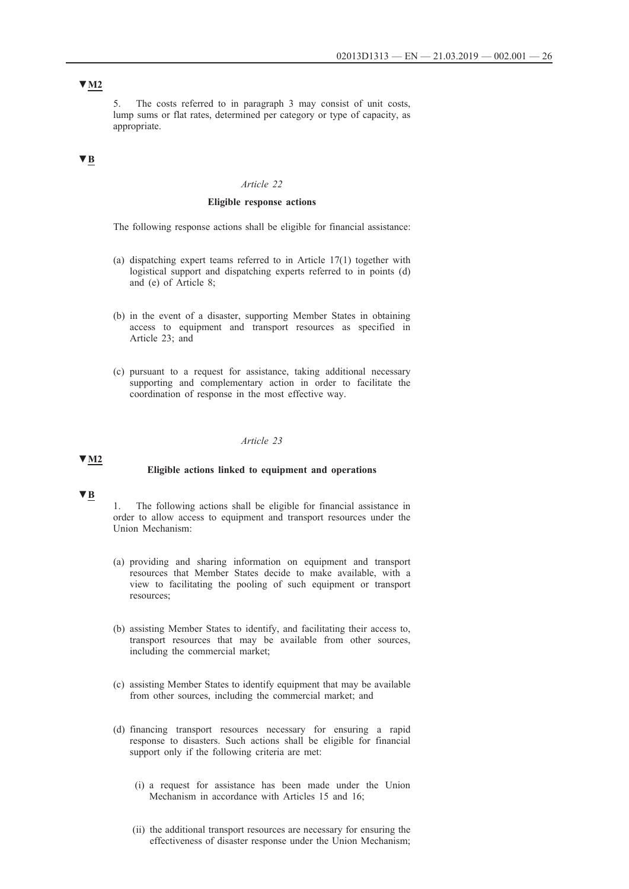▼M2

5. The costs referred to in paragraph 3 may consist of unit costs, lump sums or flat rates, determined per category or type of capacity, as appropriate.

▼B

*Article 22*

**Eligible response actions**

The following response actions shall be eligible for financial assistance:

(a) dispatching expert teams referred to in Article 17(1) together with logistical support and dispatching experts referred to in points (d) and (e) of Article 8;

(b) in the event of a disaster, supporting Member States in obtaining access to equipment and transport resources as specified in Article 23; and

(c) pursuant to a request for assistance, taking additional necessary supporting and complementary action in order to facilitate the coordination of response in the most effective way.

*Article 23*

▼M2

**Eligible actions linked to equipment and operations**

▼B

1. The following actions shall be eligible for financial assistance in order to allow access to equipment and transport resources under the Union Mechanism:

(a) providing and sharing information on equipment and transport resources that Member States decide to make available, with a view to facilitating the pooling of such equipment or transport resources;

(b) assisting Member States to identify, and facilitating their access to, transport resources that may be available from other sources, including the commercial market;

(c) assisting Member States to identify equipment that may be available from other sources, including the commercial market; and

(d) financing transport resources necessary for ensuring a rapid response to disasters. Such actions shall be eligible for financial support only if the following criteria are met:

 (i) a request for assistance has been made under the Union Mechanism in accordance with Articles 15 and 16;

 (ii) the additional transport resources are necessary for ensuring the effectiveness of disaster response under the Union Mechanism;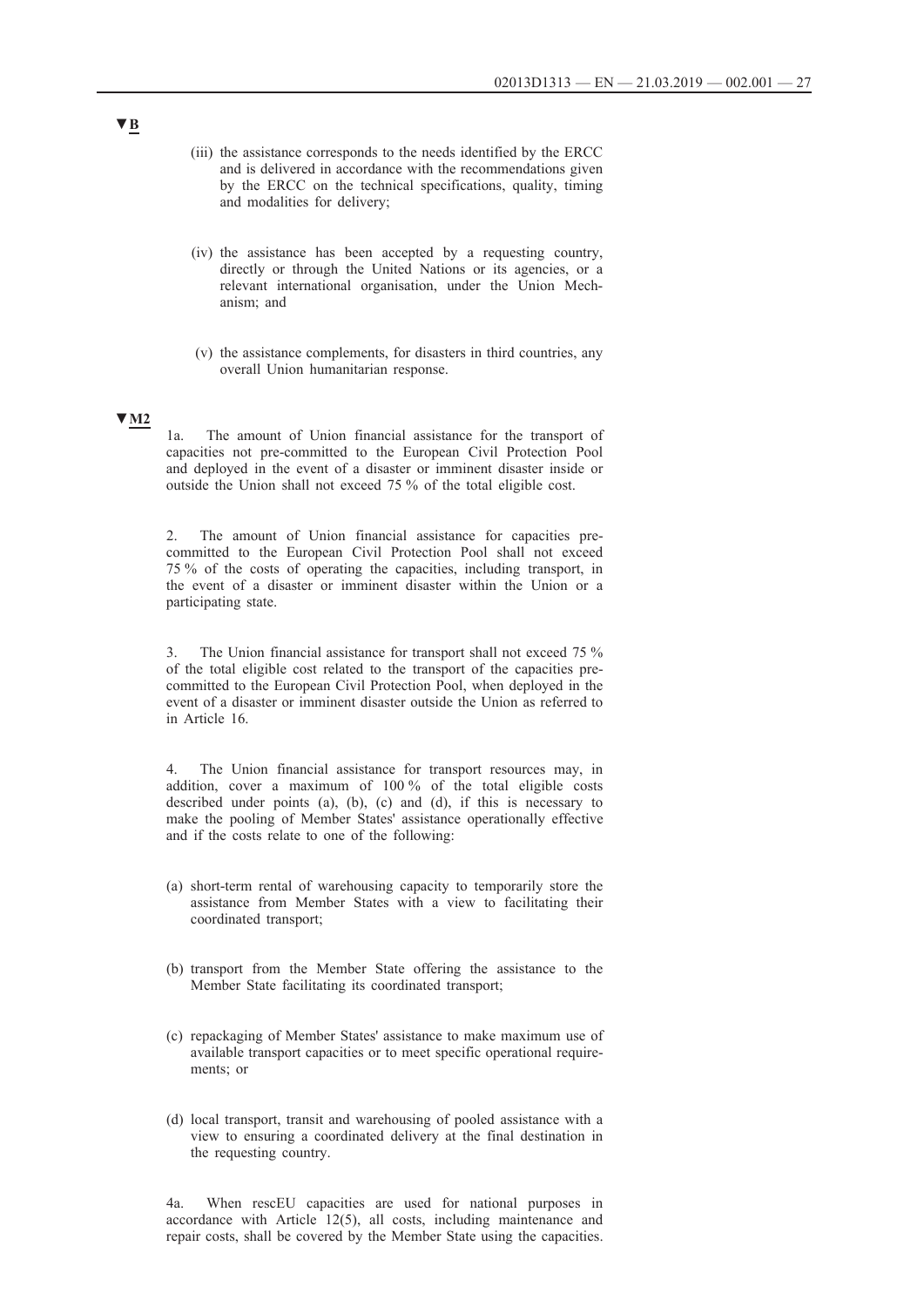▼B

(iii) the assistance corresponds to the needs identified by the ERCC and is delivered in accordance with the recommendations given by the ERCC on the technical specifications, quality, timing and modalities for delivery;

(iv) the assistance has been accepted by a requesting country, directly or through the United Nations or its agencies, or a relevant international organisation, under the Union Mechanism; and

(v) the assistance complements, for disasters in third countries, any overall Union humanitarian response.

▼M2

1a. The amount of Union financial assistance for the transport of capacities not pre-committed to the European Civil Protection Pool and deployed in the event of a disaster or imminent disaster inside or outside the Union shall not exceed 75 % of the total eligible cost.

2. The amount of Union financial assistance for capacities pre-committed to the European Civil Protection Pool shall not exceed 75 % of the costs of operating the capacities, including transport, in the event of a disaster or imminent disaster within the Union or a participating state.

3. The Union financial assistance for transport shall not exceed 75 % of the total eligible cost related to the transport of the capacities pre-committed to the European Civil Protection Pool, when deployed in the event of a disaster or imminent disaster outside the Union as referred to in Article 16.

4. The Union financial assistance for transport resources may, in addition, cover a maximum of 100 % of the total eligible costs described under points (a), (b), (c) and (d), if this is necessary to make the pooling of Member States' assistance operationally effective and if the costs relate to one of the following:

(a) short-term rental of warehousing capacity to temporarily store the assistance from Member States with a view to facilitating their coordinated transport;

(b) transport from the Member State offering the assistance to the Member State facilitating its coordinated transport;

(c) repackaging of Member States' assistance to make maximum use of available transport capacities or to meet specific operational requirements; or

(d) local transport, transit and warehousing of pooled assistance with a view to ensuring a coordinated delivery at the final destination in the requesting country.

4a. When rescEU capacities are used for national purposes in accordance with Article 12(5), all costs, including maintenance and repair costs, shall be covered by the Member State using the capacities.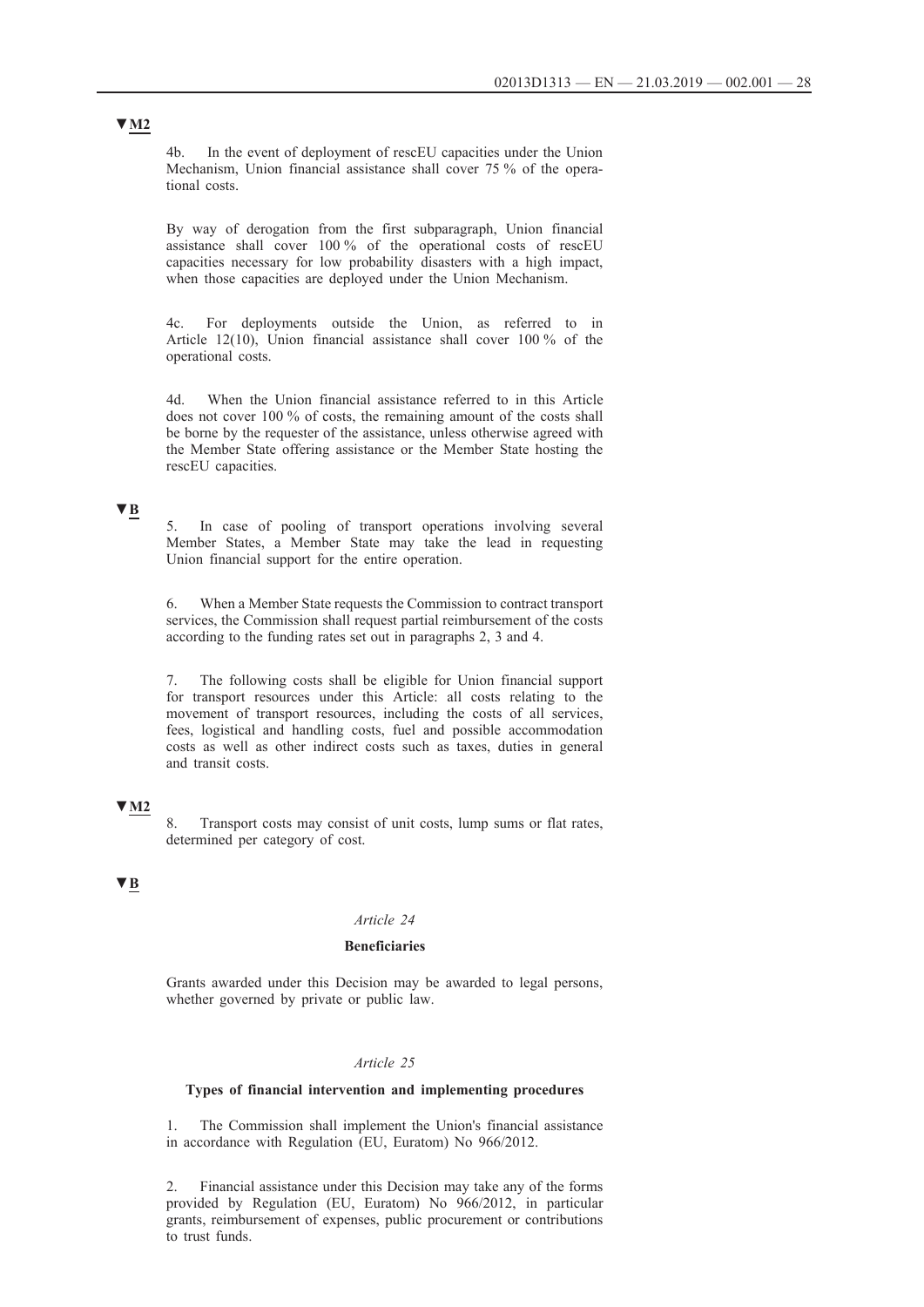▼M2

4b. In the event of deployment of rescEU capacities under the Union Mechanism, Union financial assistance shall cover 75 % of the operational costs.

By way of derogation from the first subparagraph, Union financial assistance shall cover 100 % of the operational costs of rescEU capacities necessary for low probability disasters with a high impact, when those capacities are deployed under the Union Mechanism.

4c. For deployments outside the Union, as referred to in Article 12(10), Union financial assistance shall cover 100 % of the operational costs.

4d. When the Union financial assistance referred to in this Article does not cover 100 % of costs, the remaining amount of the costs shall be borne by the requester of the assistance, unless otherwise agreed with the Member State offering assistance or the Member State hosting the rescEU capacities.

▼B

5. In case of pooling of transport operations involving several Member States, a Member State may take the lead in requesting Union financial support for the entire operation.

6. When a Member State requests the Commission to contract transport services, the Commission shall request partial reimbursement of the costs according to the funding rates set out in paragraphs 2, 3 and 4.

7. The following costs shall be eligible for Union financial support for transport resources under this Article: all costs relating to the movement of transport resources, including the costs of all services, fees, logistical and handling costs, fuel and possible accommodation costs as well as other indirect costs such as taxes, duties in general and transit costs.

▼M2

8. Transport costs may consist of unit costs, lump sums or flat rates, determined per category of cost.

▼B

*Article 24*

**Beneficiaries**

Grants awarded under this Decision may be awarded to legal persons, whether governed by private or public law.

*Article 25*

**Types of financial intervention and implementing procedures**

1. The Commission shall implement the Union's financial assistance in accordance with Regulation (EU, Euratom) No 966/2012.

2. Financial assistance under this Decision may take any of the forms provided by Regulation (EU, Euratom) No 966/2012, in particular grants, reimbursement of expenses, public procurement or contributions to trust funds.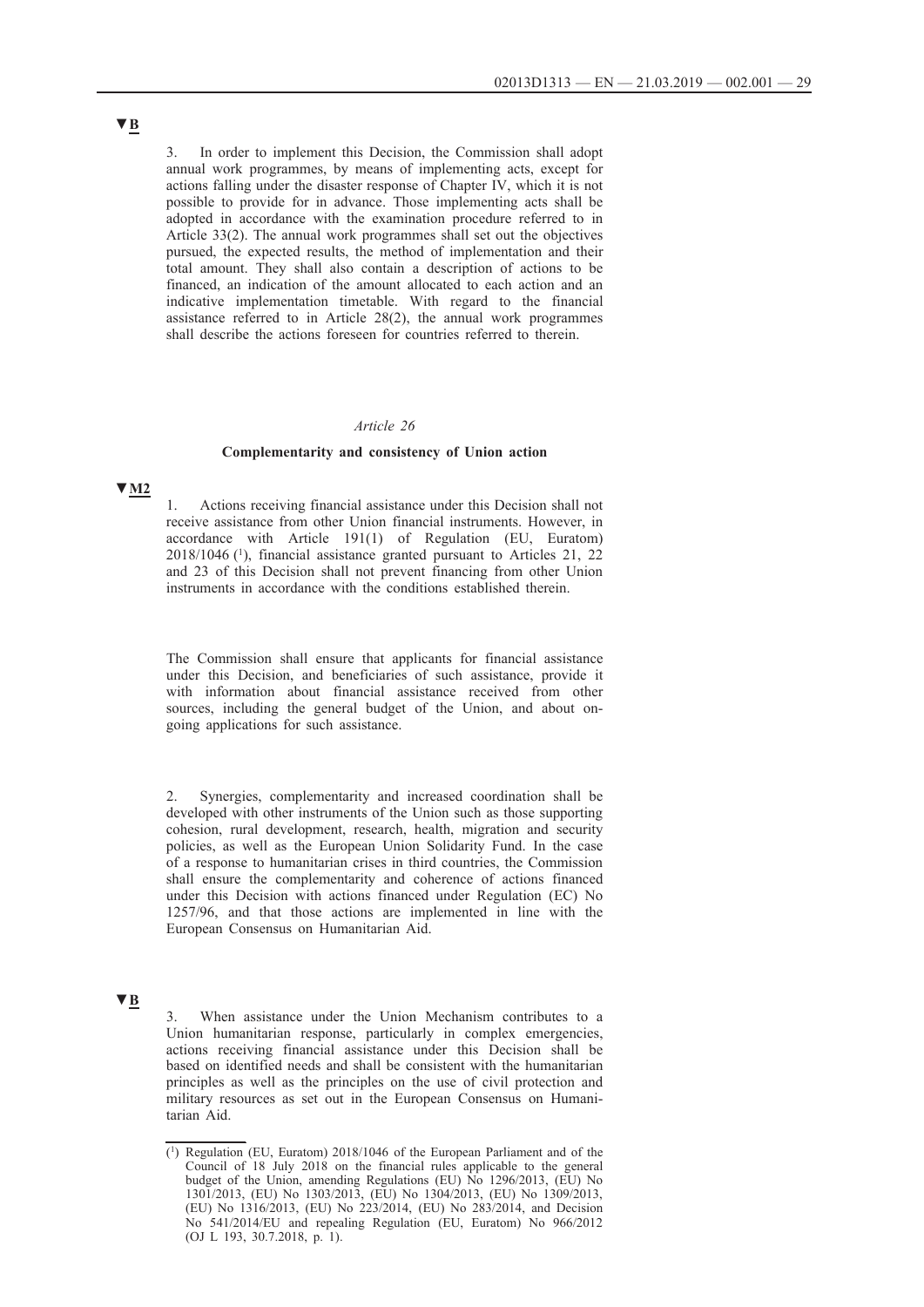▼B

3. In order to implement this Decision, the Commission shall adopt annual work programmes, by means of implementing acts, except for actions falling under the disaster response of Chapter IV, which it is not possible to provide for in advance. Those implementing acts shall be adopted in accordance with the examination procedure referred to in Article 33(2). The annual work programmes shall set out the objectives pursued, the expected results, the method of implementation and their total amount. They shall also contain a description of actions to be financed, an indication of the amount allocated to each action and an indicative implementation timetable. With regard to the financial assistance referred to in Article 28(2), the annual work programmes shall describe the actions foreseen for countries referred to therein.

*Article 26*

**Complementarity and consistency of Union action**

▼M2

1. Actions receiving financial assistance under this Decision shall not receive assistance from other Union financial instruments. However, in accordance with Article 191(1) of Regulation (EU, Euratom) 2018/1046 [1], financial assistance granted pursuant to Articles 21, 22 and 23 of this Decision shall not prevent financing from other Union instruments in accordance with the conditions established therein.

The Commission shall ensure that applicants for financial assistance under this Decision, and beneficiaries of such assistance, provide it with information about financial assistance received from other sources, including the general budget of the Union, and about on-going applications for such assistance.

2. Synergies, complementarity and increased coordination shall be developed with other instruments of the Union such as those supporting cohesion, rural development, research, health, migration and security policies, as well as the European Union Solidarity Fund. In the case of a response to humanitarian crises in third countries, the Commission shall ensure the complementarity and coherence of actions financed under this Decision with actions financed under Regulation (EC) No 1257/96, and that those actions are implemented in line with the European Consensus on Humanitarian Aid.

▼B

3. When assistance under the Union Mechanism contributes to a Union humanitarian response, particularly in complex emergencies, actions receiving financial assistance under this Decision shall be based on identified needs and shall be consistent with the humanitarian principles as well as the principles on the use of civil protection and military resources as set out in the European Consensus on Humanitarian Aid.

---

[1] Regulation (EU, Euratom) 2018/1046 of the European Parliament and of the Council of 18 July 2018 on the financial rules applicable to the general budget of the Union, amending Regulations (EU) No 1296/2013, (EU) No 1301/2013, (EU) No 1303/2013, (EU) No 1304/2013, (EU) No 1309/2013, (EU) No 1316/2013, (EU) No 223/2014, (EU) No 283/2014, and Decision No 541/2014/EU and repealing Regulation (EU, Euratom) No 966/2012 (OJ L 193, 30.7.2018, p. 1).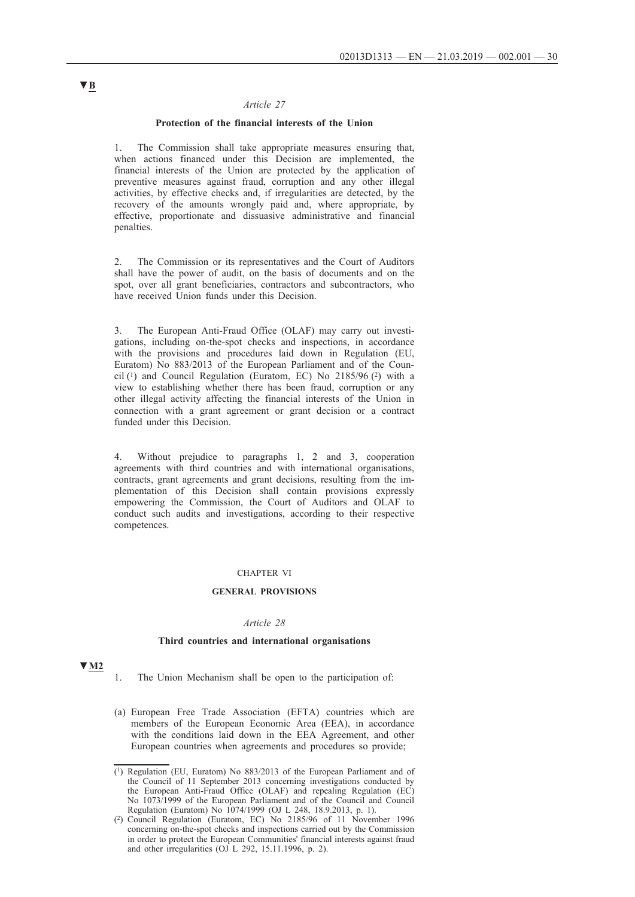▼B

*Article 27*

**Protection of the financial interests of the Union**

1. The Commission shall take appropriate measures ensuring that, when actions financed under this Decision are implemented, the financial interests of the Union are protected by the application of preventive measures against fraud, corruption and any other illegal activities, by effective checks and, if irregularities are detected, by the recovery of the amounts wrongly paid and, where appropriate, by effective, proportionate and dissuasive administrative and financial penalties.

2. The Commission or its representatives and the Court of Auditors shall have the power of audit, on the basis of documents and on the spot, over all grant beneficiaries, contractors and subcontractors, who have received Union funds under this Decision.

3. The European Anti-Fraud Office (OLAF) may carry out investigations, including on-the-spot checks and inspections, in accordance with the provisions and procedures laid down in Regulation (EU, Euratom) No 883/2013 of the European Parliament and of the Council [1] and Council Regulation (Euratom, EC) No 2185/96 [2] with a view to establishing whether there has been fraud, corruption or any other illegal activity affecting the financial interests of the Union in connection with a grant agreement or grant decision or a contract funded under this Decision.

4. Without prejudice to paragraphs 1, 2 and 3, cooperation agreements with third countries and with international organisations, contracts, grant agreements and grant decisions, resulting from the implementation of this Decision shall contain provisions expressly empowering the Commission, the Court of Auditors and OLAF to conduct such audits and investigations, according to their respective competences.

## CHAPTER VI

## GENERAL PROVISIONS

*Article 28*

**Third countries and international organisations**

▼M2

1. The Union Mechanism shall be open to the participation of:

(a) European Free Trade Association (EFTA) countries which are members of the European Economic Area (EEA), in accordance with the conditions laid down in the EEA Agreement, and other European countries when agreements and procedures so provide;

---

[1] Regulation (EU, Euratom) No 883/2013 of the European Parliament and of the Council of 11 September 2013 concerning investigations conducted by the European Anti-Fraud Office (OLAF) and repealing Regulation (EC) No 1073/1999 of the European Parliament and of the Council and Council Regulation (Euratom) No 1074/1999 (OJ L 248, 18.9.2013, p. 1).

[2] Council Regulation (Euratom, EC) No 2185/96 of 11 November 1996 concerning on-the-spot checks and inspections carried out by the Commission in order to protect the European Communities' financial interests against fraud and other irregularities (OJ L 292, 15.11.1996, p. 2).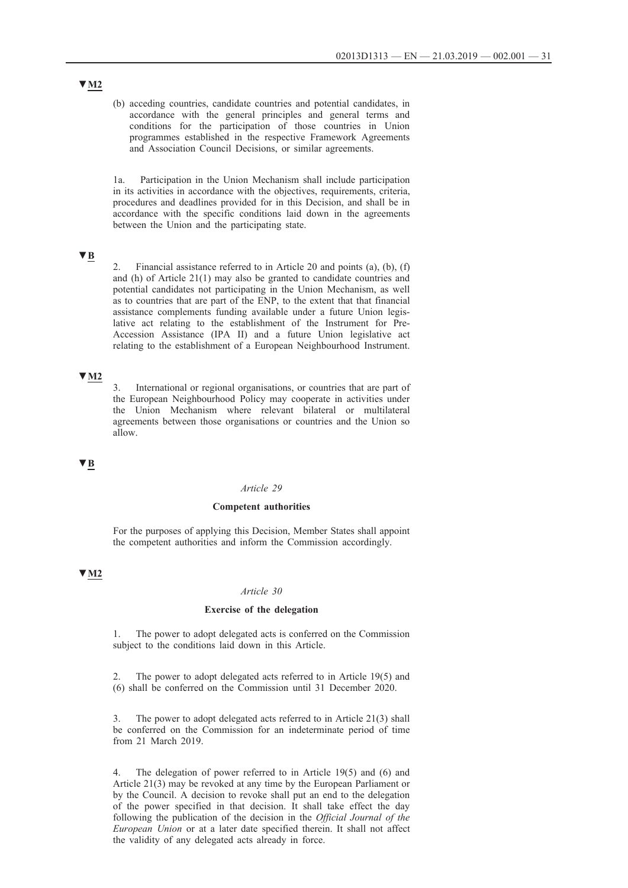▼M2

(b) acceding countries, candidate countries and potential candidates, in accordance with the general principles and general terms and conditions for the participation of those countries in Union programmes established in the respective Framework Agreements and Association Council Decisions, or similar agreements.

1a. Participation in the Union Mechanism shall include participation in its activities in accordance with the objectives, requirements, criteria, procedures and deadlines provided for in this Decision, and shall be in accordance with the specific conditions laid down in the agreements between the Union and the participating state.

▼B

2. Financial assistance referred to in Article 20 and points (a), (b), (f) and (h) of Article 21(1) may also be granted to candidate countries and potential candidates not participating in the Union Mechanism, as well as to countries that are part of the ENP, to the extent that that financial assistance complements funding available under a future Union legislative act relating to the establishment of the Instrument for Pre-Accession Assistance (IPA II) and a future Union legislative act relating to the establishment of a European Neighbourhood Instrument.

▼M2

3. International or regional organisations, or countries that are part of the European Neighbourhood Policy may cooperate in activities under the Union Mechanism where relevant bilateral or multilateral agreements between those organisations or countries and the Union so allow.

▼B

*Article 29*

**Competent authorities**

For the purposes of applying this Decision, Member States shall appoint the competent authorities and inform the Commission accordingly.

▼M2

*Article 30*

**Exercise of the delegation**

1. The power to adopt delegated acts is conferred on the Commission subject to the conditions laid down in this Article.

2. The power to adopt delegated acts referred to in Article 19(5) and (6) shall be conferred on the Commission until 31 December 2020.

3. The power to adopt delegated acts referred to in Article 21(3) shall be conferred on the Commission for an indeterminate period of time from 21 March 2019.

4. The delegation of power referred to in Article 19(5) and (6) and Article 21(3) may be revoked at any time by the European Parliament or by the Council. A decision to revoke shall put an end to the delegation of the power specified in that decision. It shall take effect the day following the publication of the decision in the *Official Journal of the European Union* or at a later date specified therein. It shall not affect the validity of any delegated acts already in force.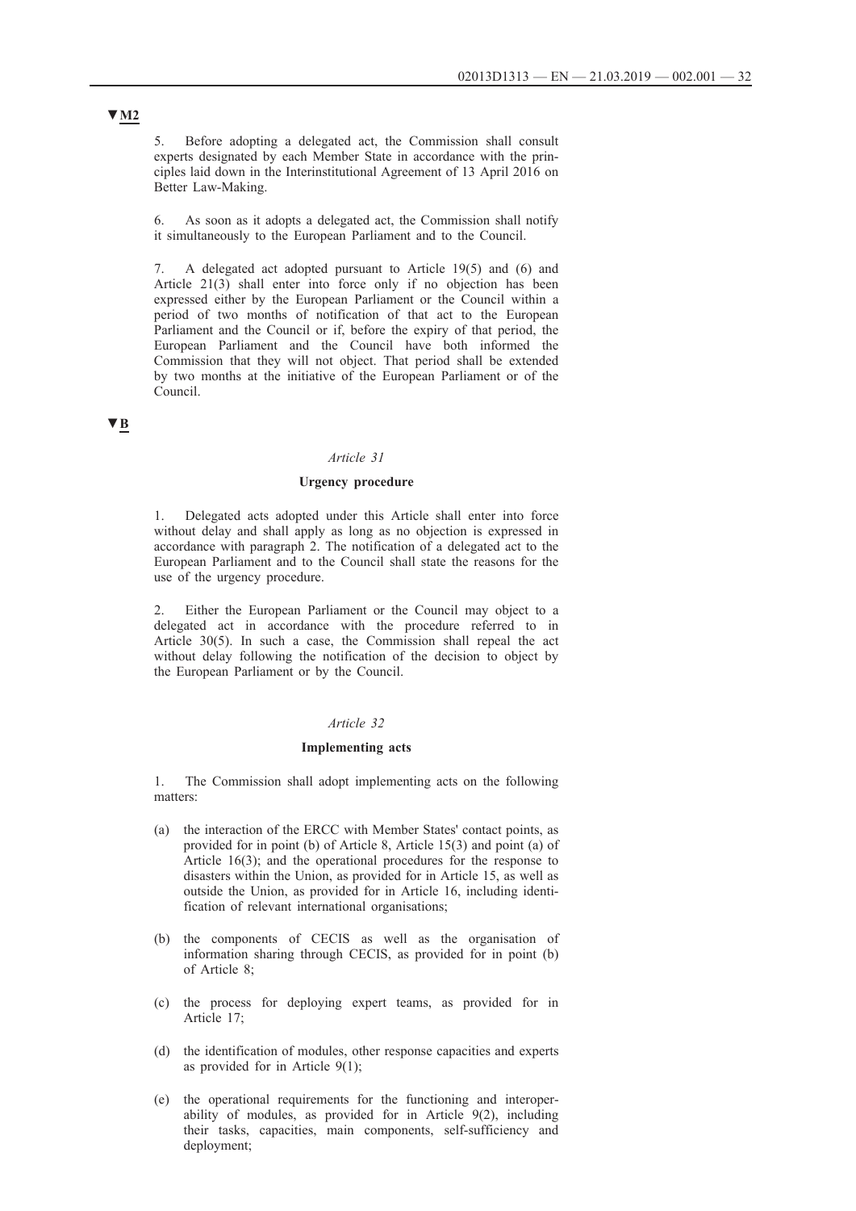▼M2

5. Before adopting a delegated act, the Commission shall consult experts designated by each Member State in accordance with the principles laid down in the Interinstitutional Agreement of 13 April 2016 on Better Law-Making.

6. As soon as it adopts a delegated act, the Commission shall notify it simultaneously to the European Parliament and to the Council.

7. A delegated act adopted pursuant to Article 19(5) and (6) and Article 21(3) shall enter into force only if no objection has been expressed either by the European Parliament or the Council within a period of two months of notification of that act to the European Parliament and the Council or if, before the expiry of that period, the European Parliament and the Council have both informed the Commission that they will not object. That period shall be extended by two months at the initiative of the European Parliament or of the Council.

▼B

*Article 31*

**Urgency procedure**

1. Delegated acts adopted under this Article shall enter into force without delay and shall apply as long as no objection is expressed in accordance with paragraph 2. The notification of a delegated act to the European Parliament and to the Council shall state the reasons for the use of the urgency procedure.

2. Either the European Parliament or the Council may object to a delegated act in accordance with the procedure referred to in Article 30(5). In such a case, the Commission shall repeal the act without delay following the notification of the decision to object by the European Parliament or by the Council.

*Article 32*

**Implementing acts**

1. The Commission shall adopt implementing acts on the following matters:

(a) the interaction of the ERCC with Member States' contact points, as provided for in point (b) of Article 8, Article 15(3) and point (a) of Article 16(3); and the operational procedures for the response to disasters within the Union, as provided for in Article 15, as well as outside the Union, as provided for in Article 16, including identification of relevant international organisations;

(b) the components of CECIS as well as the organisation of information sharing through CECIS, as provided for in point (b) of Article 8;

(c) the process for deploying expert teams, as provided for in Article 17;

(d) the identification of modules, other response capacities and experts as provided for in Article 9(1);

(e) the operational requirements for the functioning and interoperability of modules, as provided for in Article 9(2), including their tasks, capacities, main components, self-sufficiency and deployment;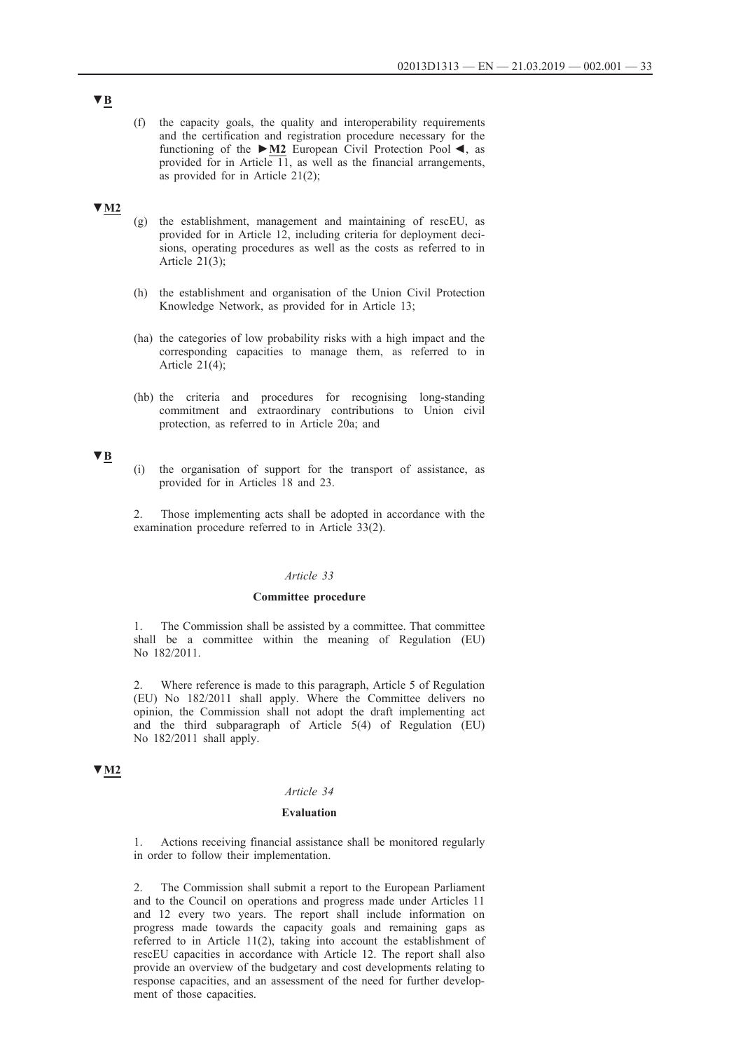▼B

(f) the capacity goals, the quality and interoperability requirements and the certification and registration procedure necessary for the functioning of the ►M2 European Civil Protection Pool ◄, as provided for in Article 11, as well as the financial arrangements, as provided for in Article 21(2);

▼M2

(g) the establishment, management and maintaining of rescEU, as provided for in Article 12, including criteria for deployment decisions, operating procedures as well as the costs as referred to in Article 21(3);

(h) the establishment and organisation of the Union Civil Protection Knowledge Network, as provided for in Article 13;

(ha) the categories of low probability risks with a high impact and the corresponding capacities to manage them, as referred to in Article 21(4);

(hb) the criteria and procedures for recognising long-standing commitment and extraordinary contributions to Union civil protection, as referred to in Article 20a; and

▼B

(i) the organisation of support for the transport of assistance, as provided for in Articles 18 and 23.

2. Those implementing acts shall be adopted in accordance with the examination procedure referred to in Article 33(2).

*Article 33*

**Committee procedure**

1. The Commission shall be assisted by a committee. That committee shall be a committee within the meaning of Regulation (EU) No 182/2011.

2. Where reference is made to this paragraph, Article 5 of Regulation (EU) No 182/2011 shall apply. Where the Committee delivers no opinion, the Commission shall not adopt the draft implementing act and the third subparagraph of Article 5(4) of Regulation (EU) No 182/2011 shall apply.

▼M2

*Article 34*

**Evaluation**

1. Actions receiving financial assistance shall be monitored regularly in order to follow their implementation.

2. The Commission shall submit a report to the European Parliament and to the Council on operations and progress made under Articles 11 and 12 every two years. The report shall include information on progress made towards the capacity goals and remaining gaps as referred to in Article 11(2), taking into account the establishment of rescEU capacities in accordance with Article 12. The report shall also provide an overview of the budgetary and cost developments relating to response capacities, and an assessment of the need for further development of those capacities.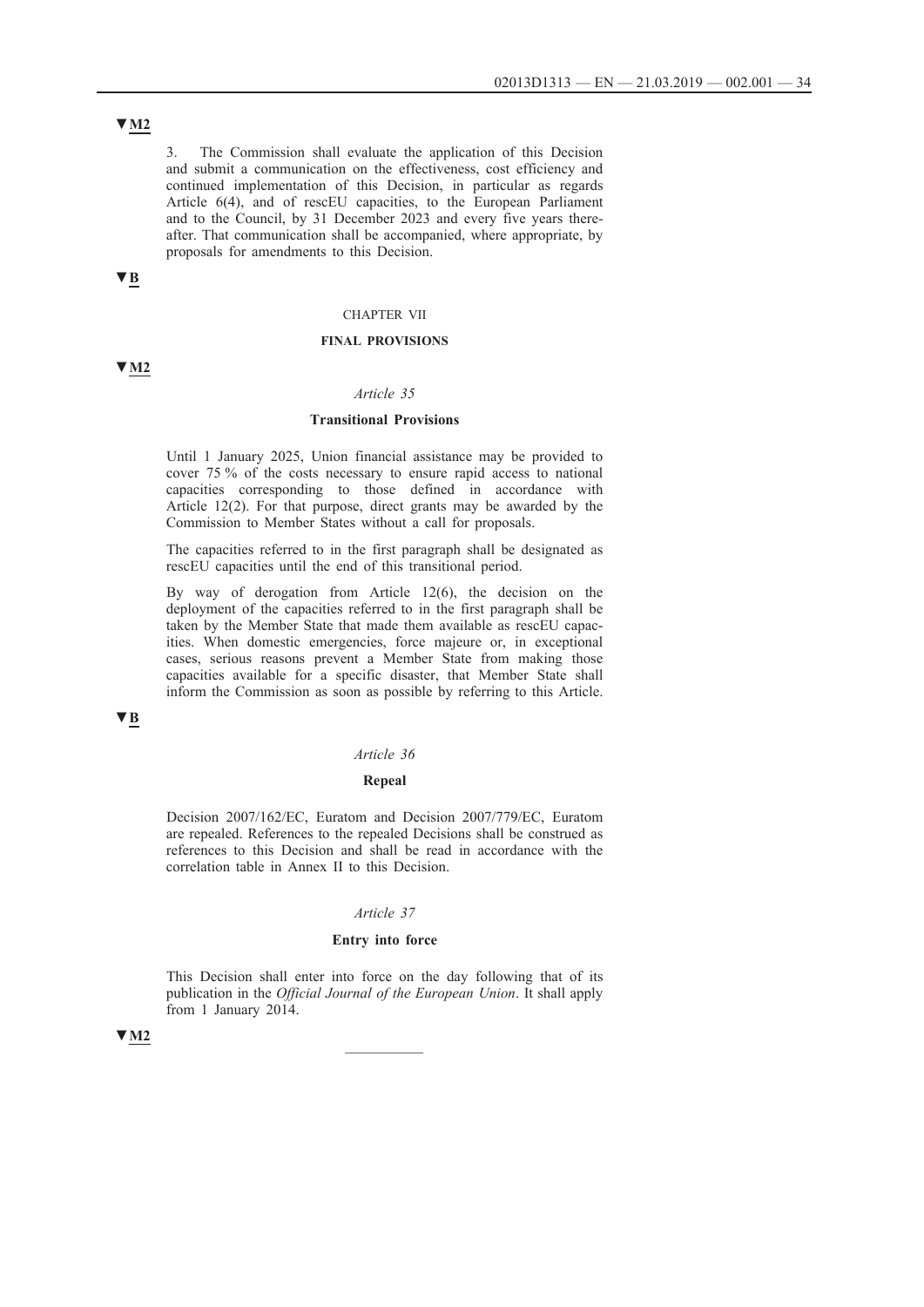▼M2

3. The Commission shall evaluate the application of this Decision and submit a communication on the effectiveness, cost efficiency and continued implementation of this Decision, in particular as regards Article 6(4), and of rescEU capacities, to the European Parliament and to the Council, by 31 December 2023 and every five years thereafter. That communication shall be accompanied, where appropriate, by proposals for amendments to this Decision.

▼B

CHAPTER VII

**FINAL PROVISIONS**

▼M2

*Article 35*

**Transitional Provisions**

Until 1 January 2025, Union financial assistance may be provided to cover 75 % of the costs necessary to ensure rapid access to national capacities corresponding to those defined in accordance with Article 12(2). For that purpose, direct grants may be awarded by the Commission to Member States without a call for proposals.

The capacities referred to in the first paragraph shall be designated as rescEU capacities until the end of this transitional period.

By way of derogation from Article 12(6), the decision on the deployment of the capacities referred to in the first paragraph shall be taken by the Member State that made them available as rescEU capacities. When domestic emergencies, force majeure or, in exceptional cases, serious reasons prevent a Member State from making those capacities available for a specific disaster, that Member State shall inform the Commission as soon as possible by referring to this Article.

▼B

*Article 36*

**Repeal**

Decision 2007/162/EC, Euratom and Decision 2007/779/EC, Euratom are repealed. References to the repealed Decisions shall be construed as references to this Decision and shall be read in accordance with the correlation table in Annex II to this Decision.

*Article 37*

**Entry into force**

This Decision shall enter into force on the day following that of its publication in the *Official Journal of the European Union*. It shall apply from 1 January 2014.

▼M2

---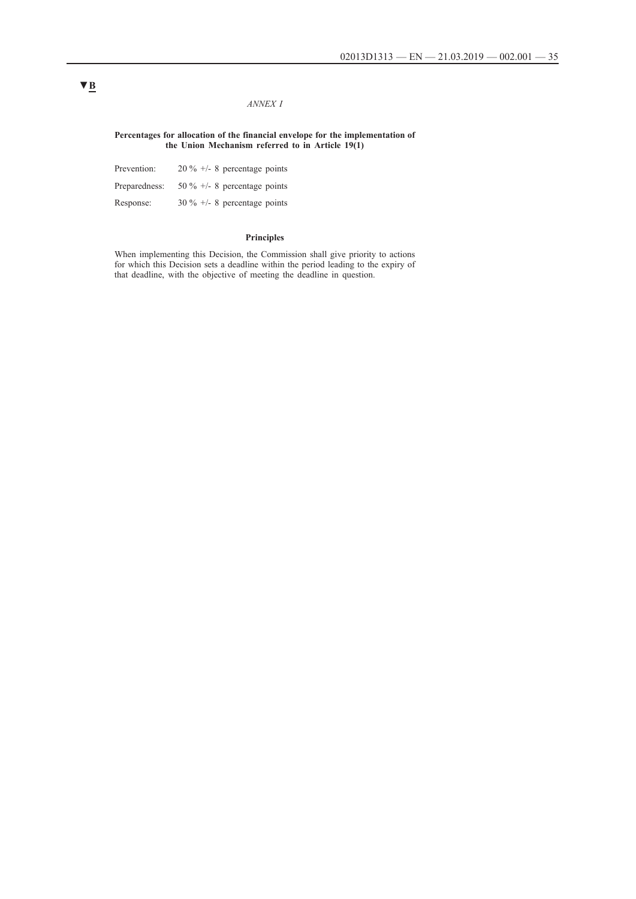▼B

*ANNEX I*

**Percentages for allocation of the financial envelope for the implementation of the Union Mechanism referred to in Article 19(1)**

| | |
|---|---|
| Prevention: | 20 % +/- 8 percentage points |
| Preparedness: | 50 % +/- 8 percentage points |
| Response: | 30 % +/- 8 percentage points |

**Principles**

When implementing this Decision, the Commission shall give priority to actions for which this Decision sets a deadline within the period leading to the expiry of that deadline, with the objective of meeting the deadline in question.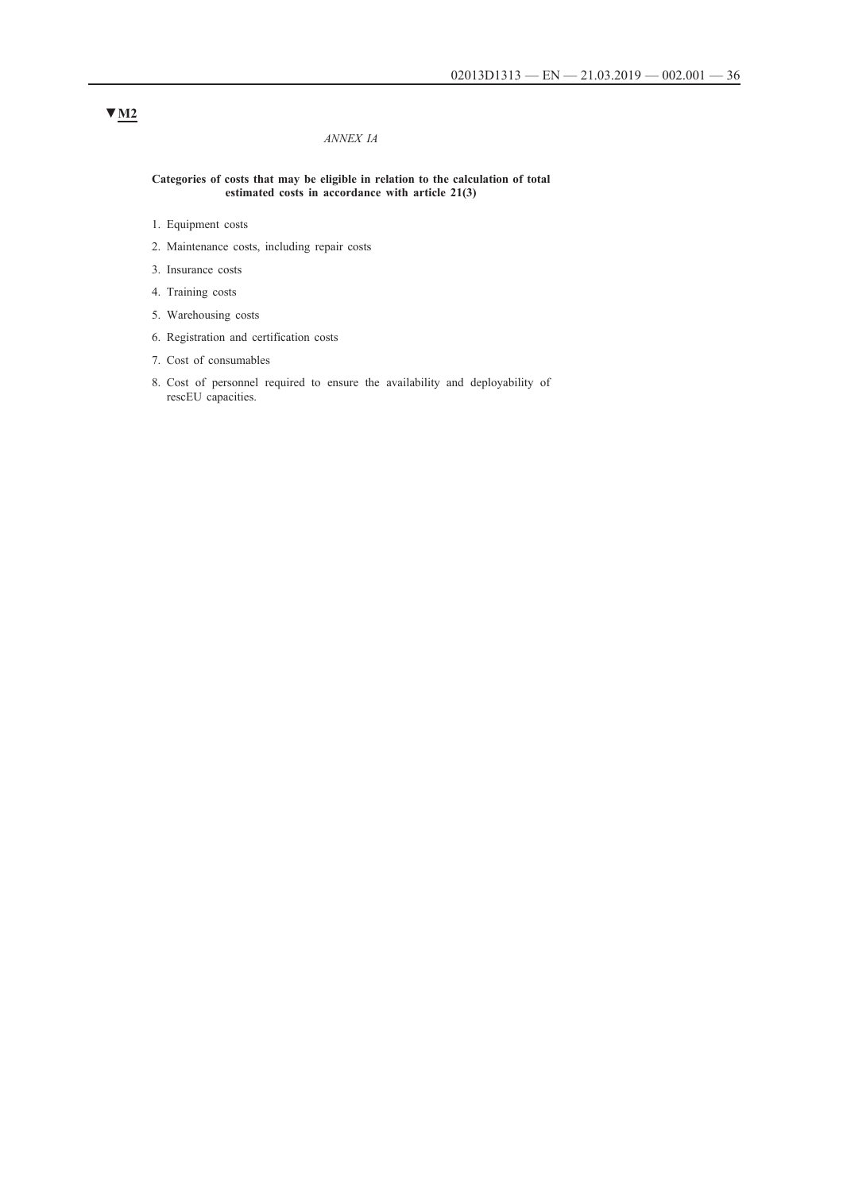▼M2

*ANNEX IA*

**Categories of costs that may be eligible in relation to the calculation of total estimated costs in accordance with article 21(3)**

1. Equipment costs
2. Maintenance costs, including repair costs
3. Insurance costs
4. Training costs
5. Warehousing costs
6. Registration and certification costs
7. Cost of consumables
8. Cost of personnel required to ensure the availability and deployability of rescEU capacities.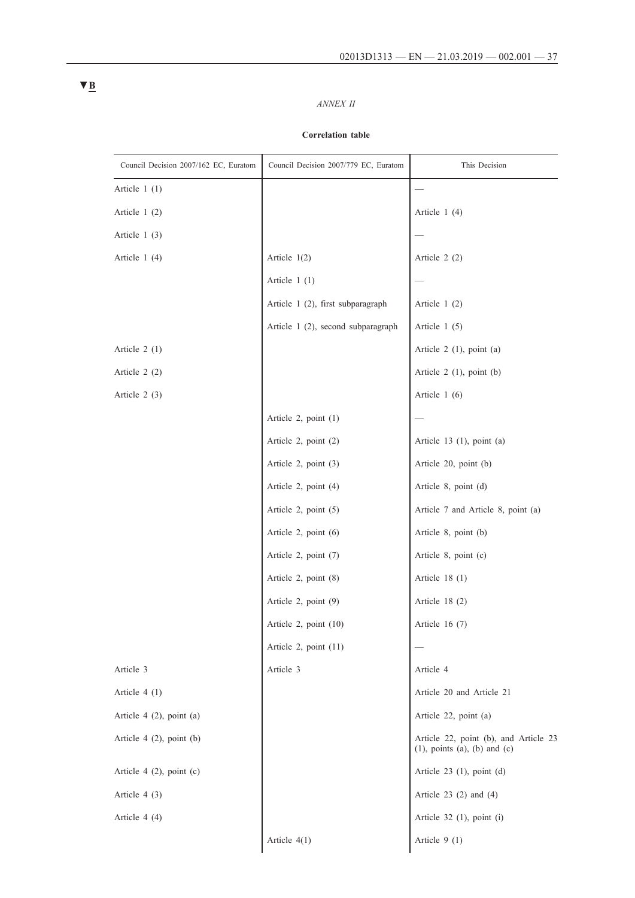▼B

*ANNEX II*

**Correlation table**

| Council Decision 2007/162 EC, Euratom | Council Decision 2007/779 EC, Euratom | This Decision |
|---|---|---|
| Article 1 (1) | | — |
| Article 1 (2) | | Article 1 (4) |
| Article 1 (3) | | — |
| Article 1 (4) | Article 1(2) | Article 2 (2) |
| | Article 1 (1) | — |
| | Article 1 (2), first subparagraph | Article 1 (2) |
| | Article 1 (2), second subparagraph | Article 1 (5) |
| Article 2 (1) | | Article 2 (1), point (a) |
| Article 2 (2) | | Article 2 (1), point (b) |
| Article 2 (3) | | Article 1 (6) |
| | Article 2, point (1) | — |
| | Article 2, point (2) | Article 13 (1), point (a) |
| | Article 2, point (3) | Article 20, point (b) |
| | Article 2, point (4) | Article 8, point (d) |
| | Article 2, point (5) | Article 7 and Article 8, point (a) |
| | Article 2, point (6) | Article 8, point (b) |
| | Article 2, point (7) | Article 8, point (c) |
| | Article 2, point (8) | Article 18 (1) |
| | Article 2, point (9) | Article 18 (2) |
| | Article 2, point (10) | Article 16 (7) |
| | Article 2, point (11) | — |
| Article 3 | Article 3 | Article 4 |
| Article 4 (1) | | Article 20 and Article 21 |
| Article 4 (2), point (a) | | Article 22, point (a) |
| Article 4 (2), point (b) | | Article 22, point (b), and Article 23 (1), points (a), (b) and (c) |
| Article 4 (2), point (c) | | Article 23 (1), point (d) |
| Article 4 (3) | | Article 23 (2) and (4) |
| Article 4 (4) | | Article 32 (1), point (i) |
| | Article 4(1) | Article 9 (1) |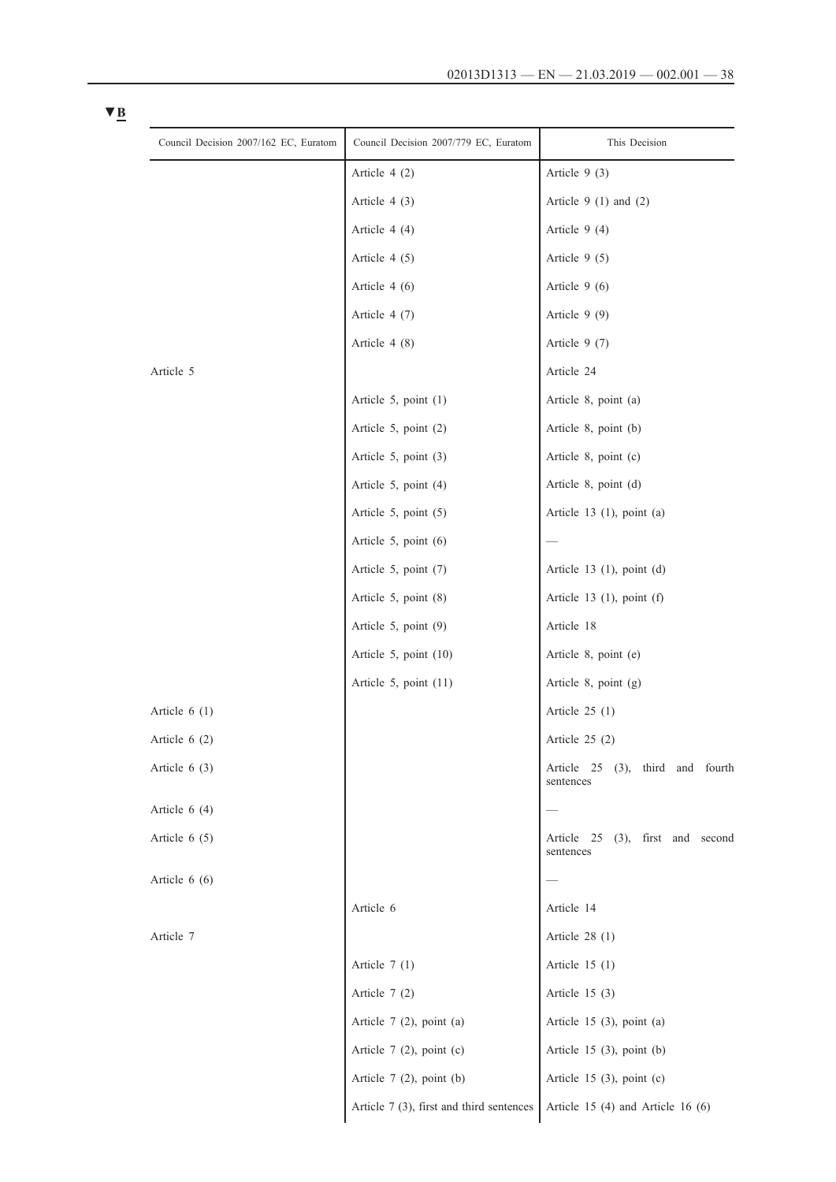▼B

| Council Decision 2007/162 EC, Euratom | Council Decision 2007/779 EC, Euratom | This Decision |
|---|---|---|
| | Article 4 (2) | Article 9 (3) |
| | Article 4 (3) | Article 9 (1) and (2) |
| | Article 4 (4) | Article 9 (4) |
| | Article 4 (5) | Article 9 (5) |
| | Article 4 (6) | Article 9 (6) |
| | Article 4 (7) | Article 9 (9) |
| | Article 4 (8) | Article 9 (7) |
| Article 5 | | Article 24 |
| | Article 5, point (1) | Article 8, point (a) |
| | Article 5, point (2) | Article 8, point (b) |
| | Article 5, point (3) | Article 8, point (c) |
| | Article 5, point (4) | Article 8, point (d) |
| | Article 5, point (5) | Article 13 (1), point (a) |
| | Article 5, point (6) | — |
| | Article 5, point (7) | Article 13 (1), point (d) |
| | Article 5, point (8) | Article 13 (1), point (f) |
| | Article 5, point (9) | Article 18 |
| | Article 5, point (10) | Article 8, point (e) |
| | Article 5, point (11) | Article 8, point (g) |
| Article 6 (1) | | Article 25 (1) |
| Article 6 (2) | | Article 25 (2) |
| Article 6 (3) | | Article 25 (3), third and fourth sentences |
| Article 6 (4) | | — |
| Article 6 (5) | | Article 25 (3), first and second sentences |
| Article 6 (6) | | — |
| | Article 6 | Article 14 |
| Article 7 | | Article 28 (1) |
| | Article 7 (1) | Article 15 (1) |
| | Article 7 (2) | Article 15 (3) |
| | Article 7 (2), point (a) | Article 15 (3), point (a) |
| | Article 7 (2), point (c) | Article 15 (3), point (b) |
| | Article 7 (2), point (b) | Article 15 (3), point (c) |
| | Article 7 (3), first and third sentences | Article 15 (4) and Article 16 (6) |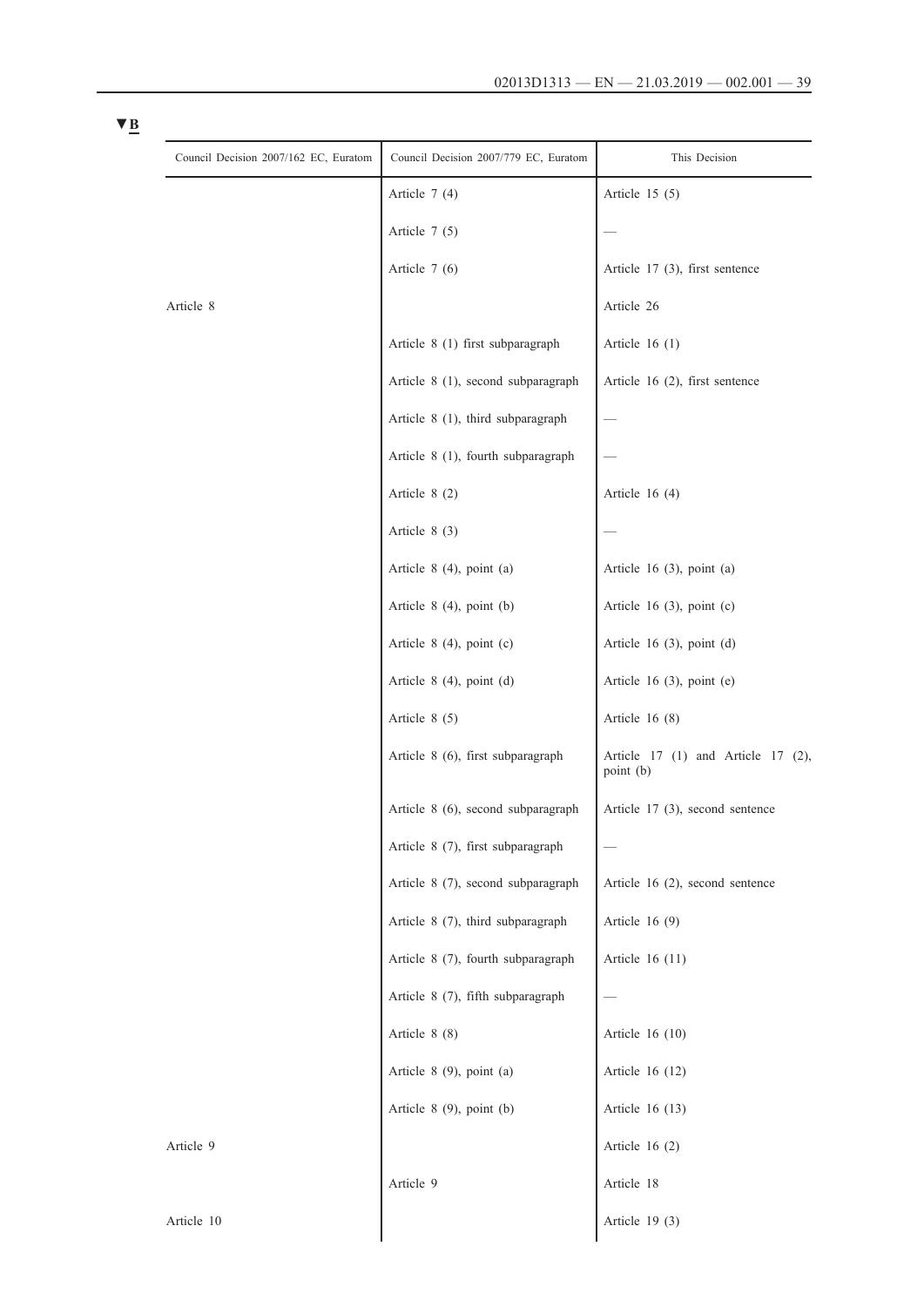▼B

| Council Decision 2007/162 EC, Euratom | Council Decision 2007/779 EC, Euratom | This Decision |
|---|---|---|
| | Article 7 (4) | Article 15 (5) |
| | Article 7 (5) | — |
| | Article 7 (6) | Article 17 (3), first sentence |
| Article 8 | | Article 26 |
| | Article 8 (1) first subparagraph | Article 16 (1) |
| | Article 8 (1), second subparagraph | Article 16 (2), first sentence |
| | Article 8 (1), third subparagraph | — |
| | Article 8 (1), fourth subparagraph | — |
| | Article 8 (2) | Article 16 (4) |
| | Article 8 (3) | — |
| | Article 8 (4), point (a) | Article 16 (3), point (a) |
| | Article 8 (4), point (b) | Article 16 (3), point (c) |
| | Article 8 (4), point (c) | Article 16 (3), point (d) |
| | Article 8 (4), point (d) | Article 16 (3), point (e) |
| | Article 8 (5) | Article 16 (8) |
| | Article 8 (6), first subparagraph | Article 17 (1) and Article 17 (2), point (b) |
| | Article 8 (6), second subparagraph | Article 17 (3), second sentence |
| | Article 8 (7), first subparagraph | — |
| | Article 8 (7), second subparagraph | Article 16 (2), second sentence |
| | Article 8 (7), third subparagraph | Article 16 (9) |
| | Article 8 (7), fourth subparagraph | Article 16 (11) |
| | Article 8 (7), fifth subparagraph | — |
| | Article 8 (8) | Article 16 (10) |
| | Article 8 (9), point (a) | Article 16 (12) |
| | Article 8 (9), point (b) | Article 16 (13) |
| Article 9 | | Article 16 (2) |
| | Article 9 | Article 18 |
| Article 10 | | Article 19 (3) |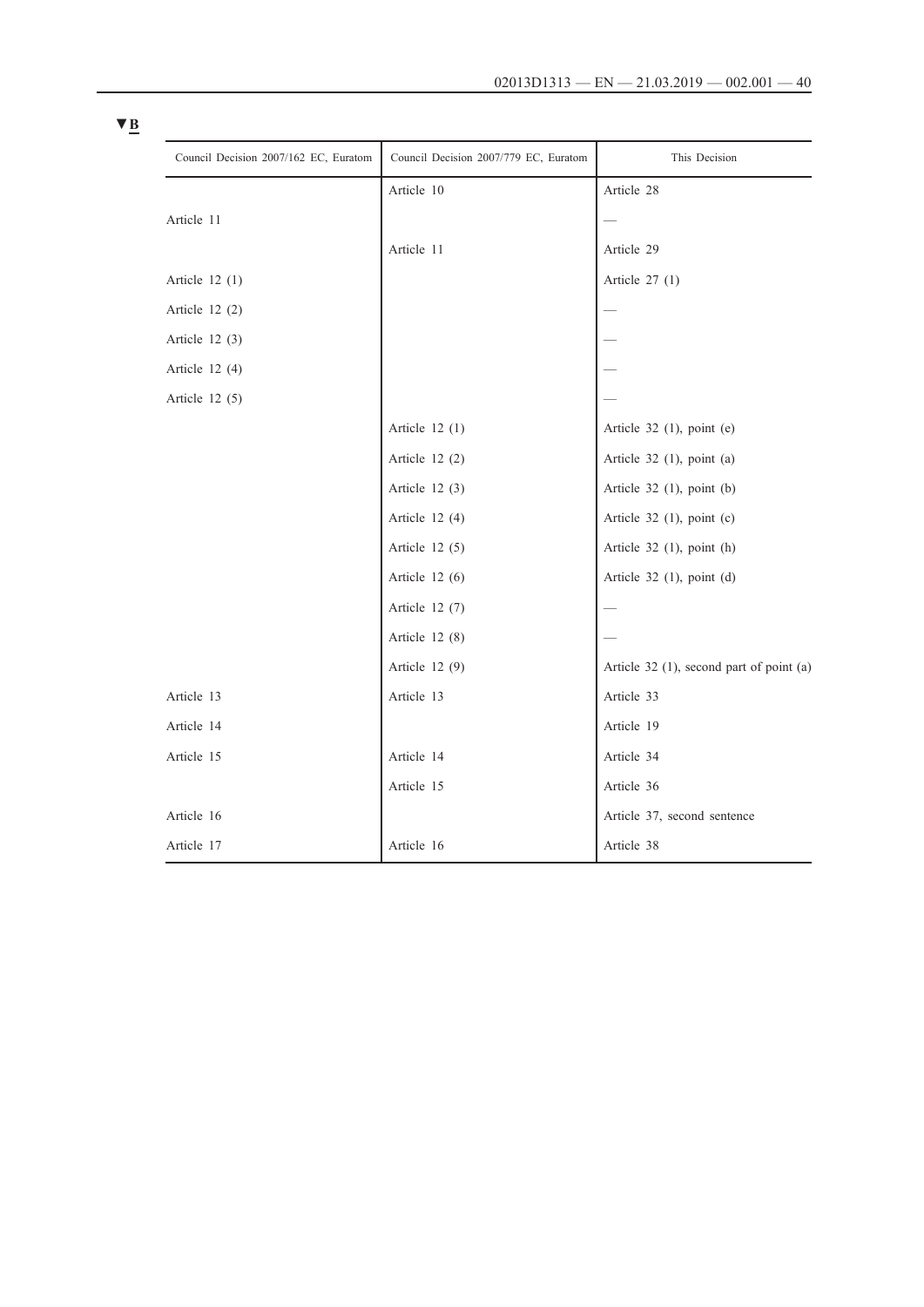▼B

| Council Decision 2007/162 EC, Euratom | Council Decision 2007/779 EC, Euratom | This Decision |
|---|---|---|
| | Article 10 | Article 28 |
| Article 11 | | — |
| | Article 11 | Article 29 |
| Article 12 (1) | | Article 27 (1) |
| Article 12 (2) | | — |
| Article 12 (3) | | — |
| Article 12 (4) | | — |
| Article 12 (5) | | — |
| | Article 12 (1) | Article 32 (1), point (e) |
| | Article 12 (2) | Article 32 (1), point (a) |
| | Article 12 (3) | Article 32 (1), point (b) |
| | Article 12 (4) | Article 32 (1), point (c) |
| | Article 12 (5) | Article 32 (1), point (h) |
| | Article 12 (6) | Article 32 (1), point (d) |
| | Article 12 (7) | — |
| | Article 12 (8) | — |
| | Article 12 (9) | Article 32 (1), second part of point (a) |
| Article 13 | Article 13 | Article 33 |
| Article 14 | | Article 19 |
| Article 15 | Article 14 | Article 34 |
| | Article 15 | Article 36 |
| Article 16 | | Article 37, second sentence |
| Article 17 | Article 16 | Article 38 |